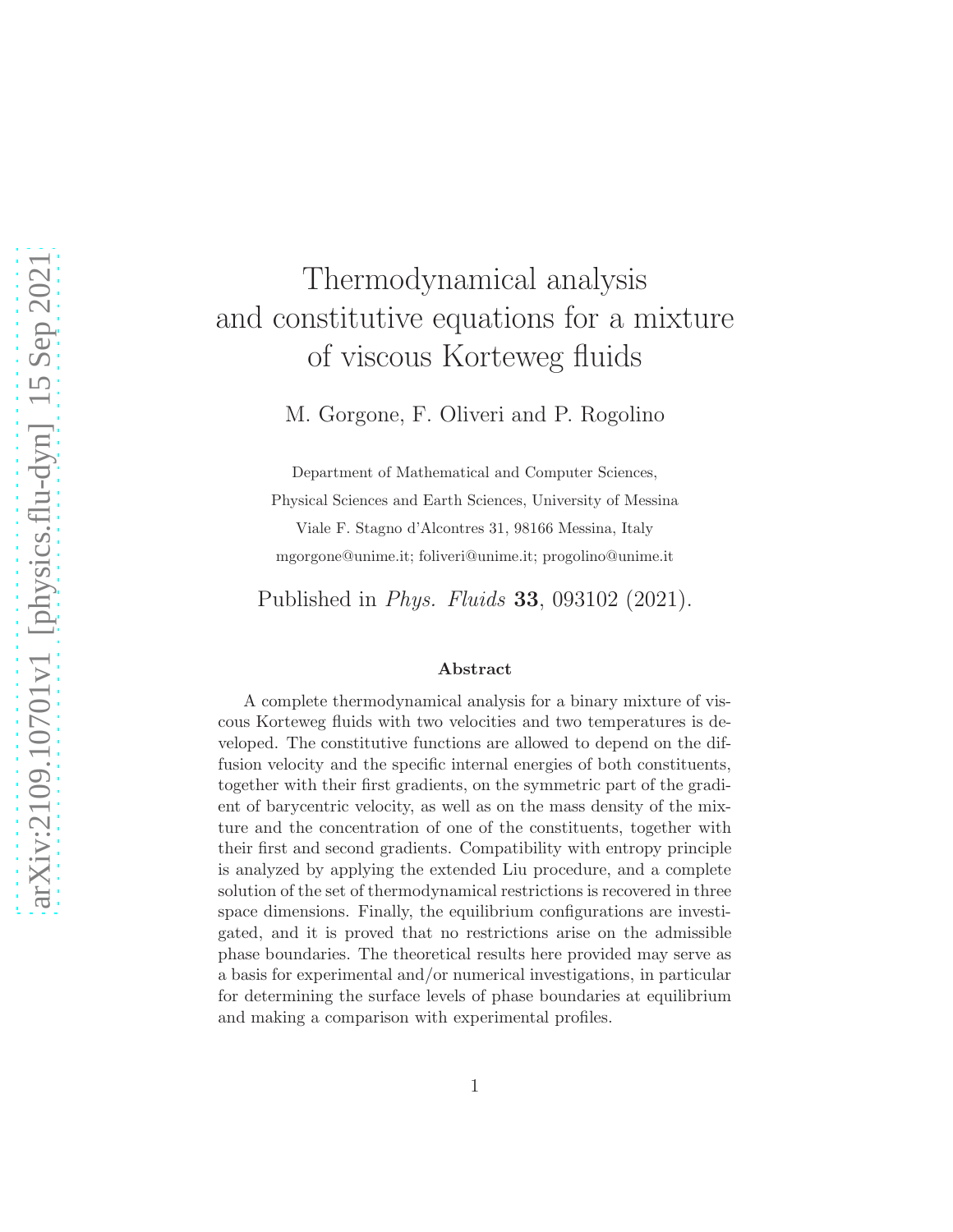# Thermodynamical analysis and constitutive equations for a mixture of viscous Korteweg fluids

M. Gorgone, F. Oliveri and P. Rogolino

Department of Mathematical and Computer Sciences,
Physical Sciences and Earth Sciences, University of Messina
Viale F. Stagno d'Alcontres 31, 98166 Messina, Italy
mgorgone@unime.it; foliveri@unime.it; progolino@unime.it

Published in *Phys. Fluids* **33**, 093102 (2021).

### Abstract

A complete thermodynamical analysis for a binary mixture of viscous Korteweg fluids with two velocities and two temperatures is developed. The constitutive functions are allowed to depend on the diffusion velocity and the specific internal energies of both constituents, together with their first gradients, on the symmetric part of the gradient of barycentric velocity, as well as on the mass density of the mixture and the concentration of one of the constituents, together with their first and second gradients. Compatibility with entropy principle is analyzed by applying the extended Liu procedure, and a complete solution of the set of thermodynamical restrictions is recovered in three space dimensions. Finally, the equilibrium configurations are investigated, and it is proved that no restrictions arise on the admissible phase boundaries. The theoretical results here provided may serve as a basis for experimental and/or numerical investigations, in particular for determining the surface levels of phase boundaries at equilibrium and making a comparison with experimental profiles.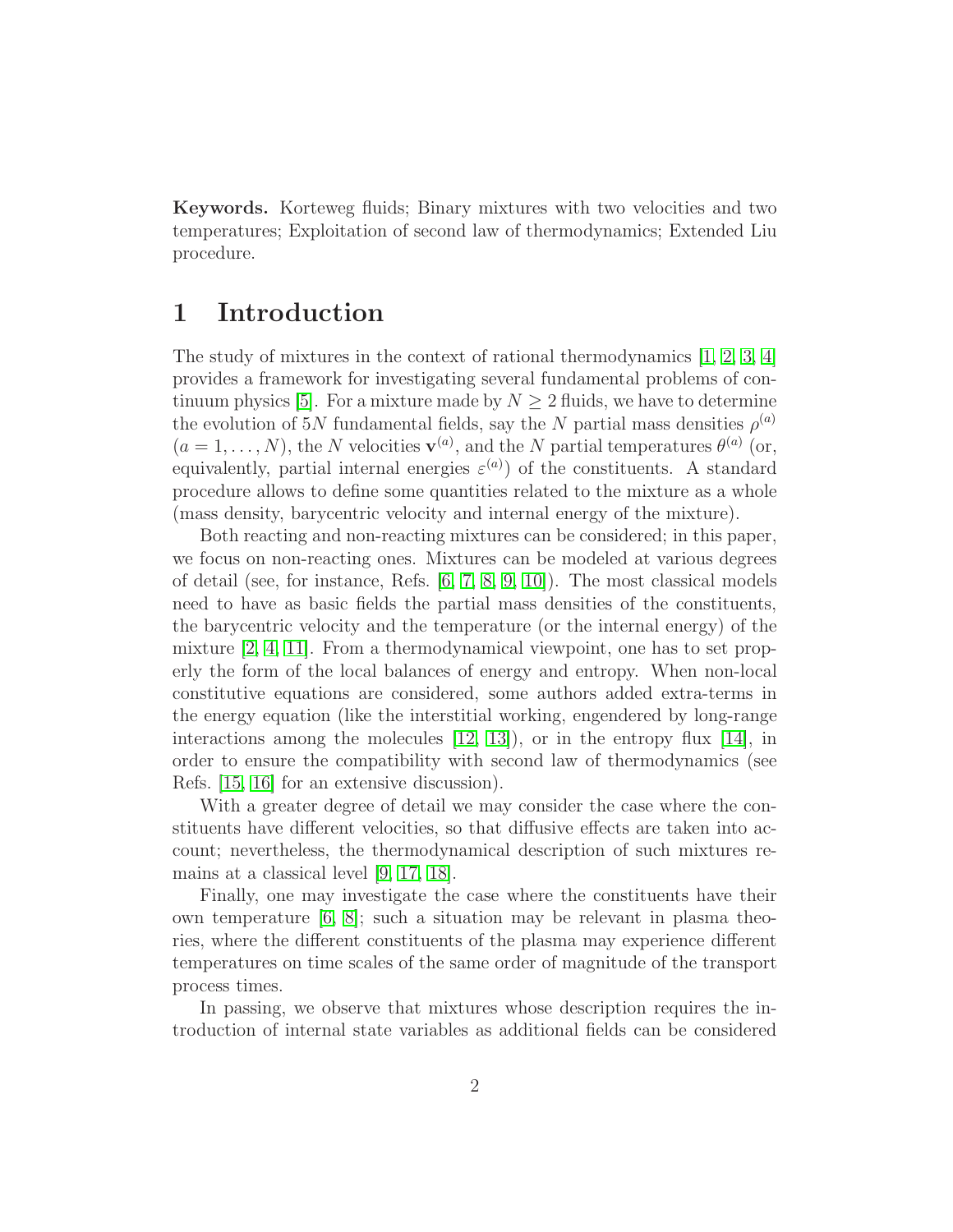**Keywords.** Korteweg fluids; Binary mixtures with two velocities and two temperatures; Exploitation of second law of thermodynamics; Extended Liu procedure.

# 1 Introduction

The study of mixtures in the context of rational thermodynamics [1, 2, 3, 4] provides a framework for investigating several fundamental problems of continuum physics [5]. For a mixture made by $N \geq 2$ fluids, we have to determine the evolution of $5N$ fundamental fields, say the $N$ partial mass densities $\rho^{(a)}$ ($a = 1, \ldots, N$), the $N$ velocities $\mathbf{v}^{(a)}$, and the $N$ partial temperatures $\theta^{(a)}$ (or, equivalently, partial internal energies $\varepsilon^{(a)}$) of the constituents. A standard procedure allows to define some quantities related to the mixture as a whole (mass density, barycentric velocity and internal energy of the mixture).

Both reacting and non-reacting mixtures can be considered; in this paper, we focus on non-reacting ones. Mixtures can be modeled at various degrees of detail (see, for instance, Refs. [6, 7, 8, 9, 10]). The most classical models need to have as basic fields the partial mass densities of the constituents, the barycentric velocity and the temperature (or the internal energy) of the mixture [2, 4, 11]. From a thermodynamical viewpoint, one has to set properly the form of the local balances of energy and entropy. When non-local constitutive equations are considered, some authors added extra-terms in the energy equation (like the interstitial working, engendered by long-range interactions among the molecules [12, 13]), or in the entropy flux [14], in order to ensure the compatibility with second law of thermodynamics (see Refs. [15, 16] for an extensive discussion).

With a greater degree of detail we may consider the case where the constituents have different velocities, so that diffusive effects are taken into account; nevertheless, the thermodynamical description of such mixtures remains at a classical level [9, 17, 18].

Finally, one may investigate the case where the constituents have their own temperature [6, 8]; such a situation may be relevant in plasma theories, where the different constituents of the plasma may experience different temperatures on time scales of the same order of magnitude of the transport process times.

In passing, we observe that mixtures whose description requires the introduction of internal state variables as additional fields can be considered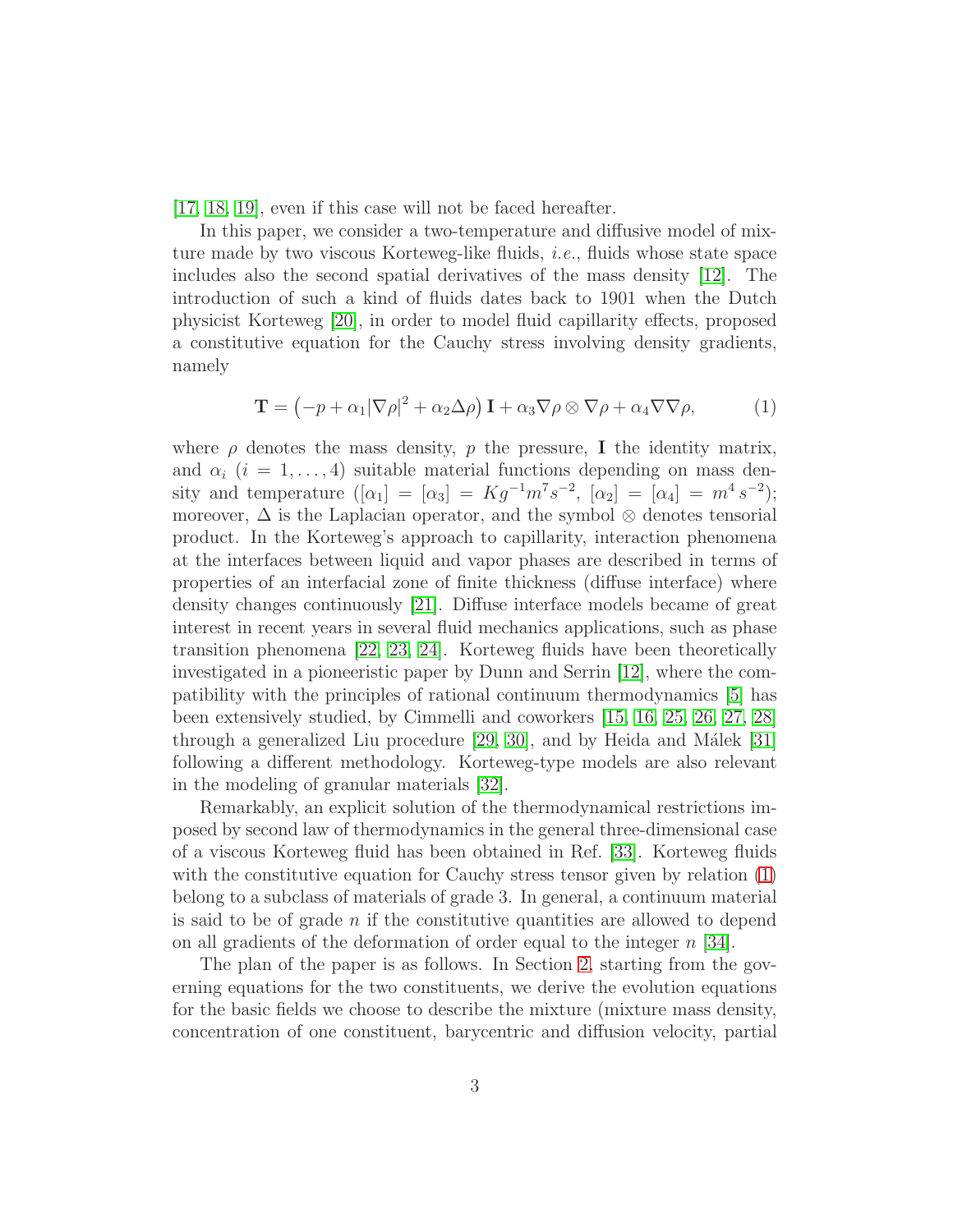[17, 18, 19], even if this case will not be faced hereafter.

In this paper, we consider a two-temperature and diffusive model of mixture made by two viscous Korteweg-like fluids, *i.e.*, fluids whose state space includes also the second spatial derivatives of the mass density [12]. The introduction of such a kind of fluids dates back to 1901 when the Dutch physicist Korteweg [20], in order to model fluid capillarity effects, proposed a constitutive equation for the Cauchy stress involving density gradients, namely

$$\mathbf{T} = \left(-p + \alpha_1 |\nabla\rho|^2 + \alpha_2 \Delta\rho\right) \mathbf{I} + \alpha_3 \nabla\rho \otimes \nabla\rho + \alpha_4 \nabla\nabla\rho, \tag{1}$$

where $\rho$ denotes the mass density, $p$ the pressure, $\mathbf{I}$ the identity matrix, and $\alpha_i$ ($i = 1, \ldots, 4$) suitable material functions depending on mass density and temperature ($[\alpha_1] = [\alpha_3] = Kg^{-1}m^7 s^{-2}$, $[\alpha_2] = [\alpha_4] = m^4\, s^{-2}$); moreover, $\Delta$ is the Laplacian operator, and the symbol $\otimes$ denotes tensorial product. In the Korteweg's approach to capillarity, interaction phenomena at the interfaces between liquid and vapor phases are described in terms of properties of an interfacial zone of finite thickness (diffuse interface) where density changes continuously [21]. Diffuse interface models became of great interest in recent years in several fluid mechanics applications, such as phase transition phenomena [22, 23, 24]. Korteweg fluids have been theoretically investigated in a pioneeristic paper by Dunn and Serrin [12], where the compatibility with the principles of rational continuum thermodynamics [5] has been extensively studied, by Cimmelli and coworkers [15, 16, 25, 26, 27, 28] through a generalized Liu procedure [29, 30], and by Heida and Málek [31] following a different methodology. Korteweg-type models are also relevant in the modeling of granular materials [32].

Remarkably, an explicit solution of the thermodynamical restrictions imposed by second law of thermodynamics in the general three-dimensional case of a viscous Korteweg fluid has been obtained in Ref. [33]. Korteweg fluids with the constitutive equation for Cauchy stress tensor given by relation (1) belong to a subclass of materials of grade 3. In general, a continuum material is said to be of grade $n$ if the constitutive quantities are allowed to depend on all gradients of the deformation of order equal to the integer $n$ [34].

The plan of the paper is as follows. In Section 2, starting from the governing equations for the two constituents, we derive the evolution equations for the basic fields we choose to describe the mixture (mixture mass density, concentration of one constituent, barycentric and diffusion velocity, partial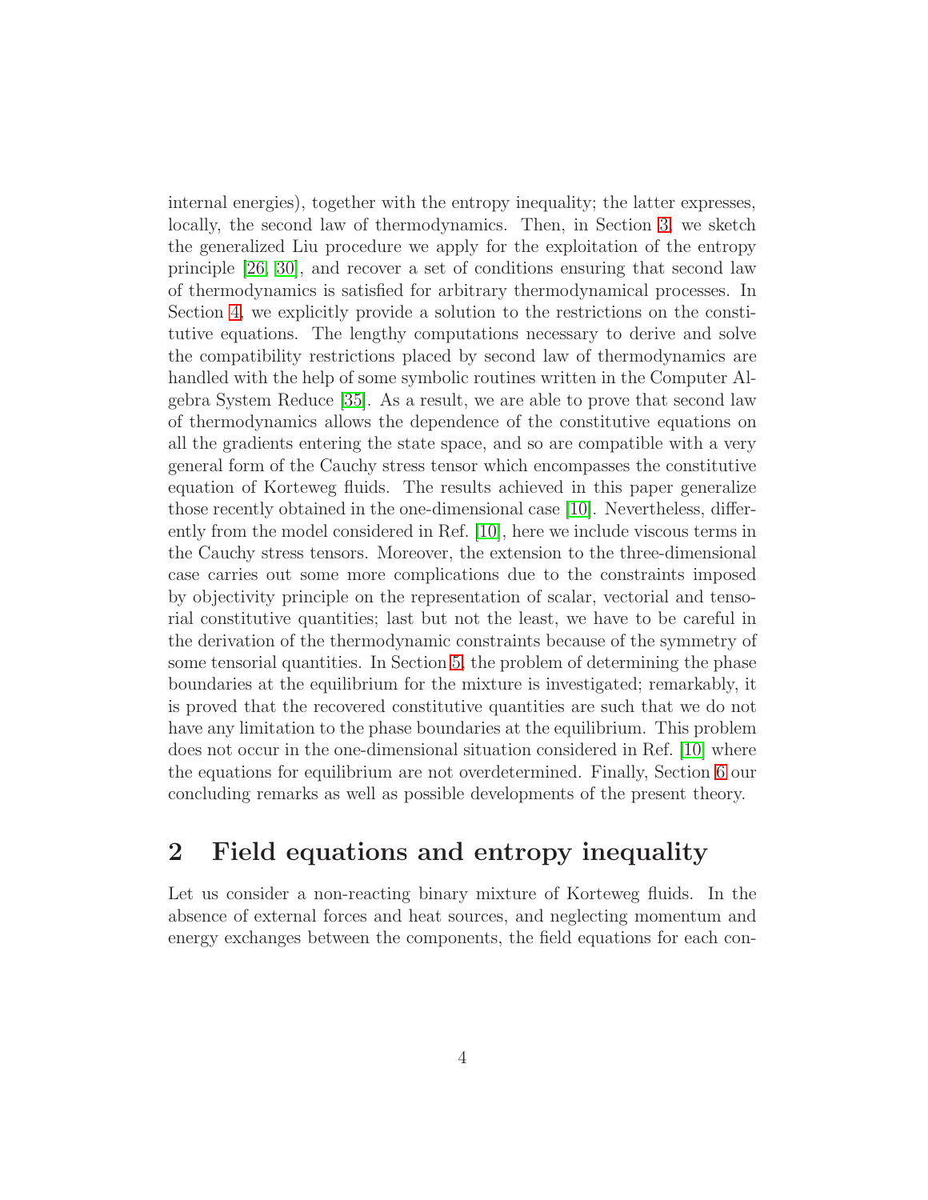internal energies), together with the entropy inequality; the latter expresses, locally, the second law of thermodynamics. Then, in Section 3, we sketch the generalized Liu procedure we apply for the exploitation of the entropy principle [26, 30], and recover a set of conditions ensuring that second law of thermodynamics is satisfied for arbitrary thermodynamical processes. In Section 4, we explicitly provide a solution to the restrictions on the constitutive equations. The lengthy computations necessary to derive and solve the compatibility restrictions placed by second law of thermodynamics are handled with the help of some symbolic routines written in the Computer Algebra System Reduce [35]. As a result, we are able to prove that second law of thermodynamics allows the dependence of the constitutive equations on all the gradients entering the state space, and so are compatible with a very general form of the Cauchy stress tensor which encompasses the constitutive equation of Korteweg fluids. The results achieved in this paper generalize those recently obtained in the one-dimensional case [10]. Nevertheless, differently from the model considered in Ref. [10], here we include viscous terms in the Cauchy stress tensors. Moreover, the extension to the three-dimensional case carries out some more complications due to the constraints imposed by objectivity principle on the representation of scalar, vectorial and tensorial constitutive quantities; last but not the least, we have to be careful in the derivation of the thermodynamic constraints because of the symmetry of some tensorial quantities. In Section 5, the problem of determining the phase boundaries at the equilibrium for the mixture is investigated; remarkably, it is proved that the recovered constitutive quantities are such that we do not have any limitation to the phase boundaries at the equilibrium. This problem does not occur in the one-dimensional situation considered in Ref. [10] where the equations for equilibrium are not overdetermined. Finally, Section 6 our concluding remarks as well as possible developments of the present theory.

## 2 Field equations and entropy inequality

Let us consider a non-reacting binary mixture of Korteweg fluids. In the absence of external forces and heat sources, and neglecting momentum and energy exchanges between the components, the field equations for each con-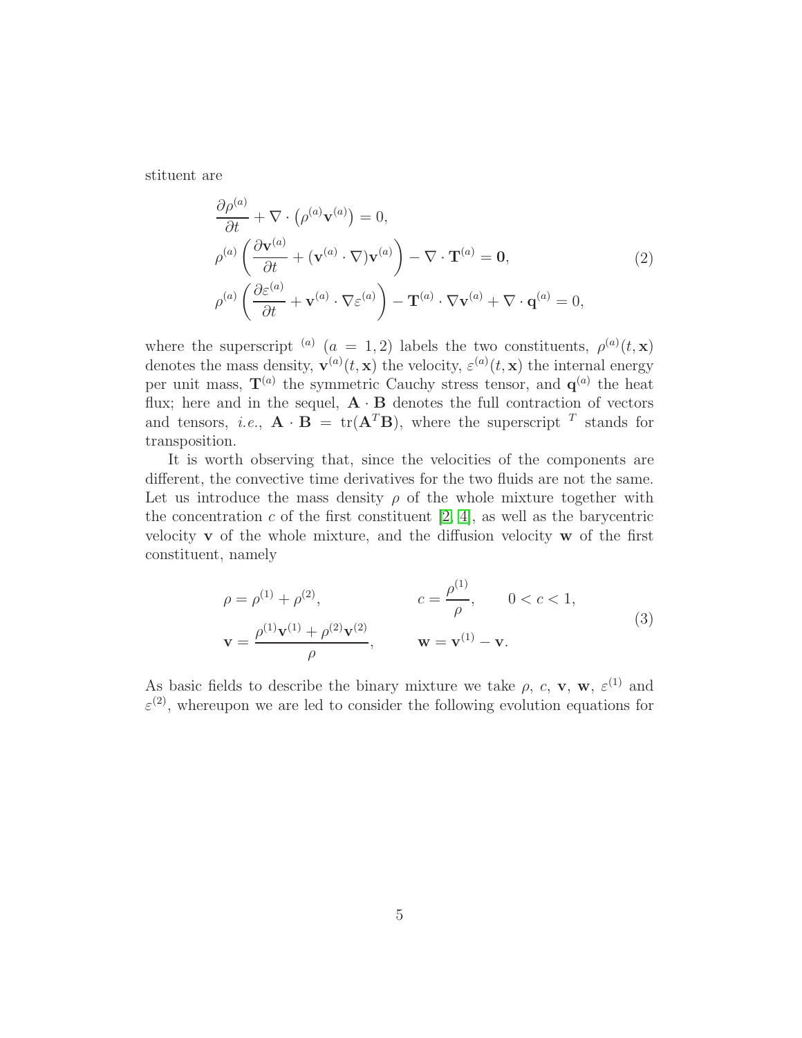stituent are

$$
\begin{aligned}
&\frac{\partial \rho^{(a)}}{\partial t} + \nabla \cdot \left(\rho^{(a)} \mathbf{v}^{(a)}\right) = 0, \\
&\rho^{(a)} \left( \frac{\partial \mathbf{v}^{(a)}}{\partial t} + (\mathbf{v}^{(a)} \cdot \nabla) \mathbf{v}^{(a)} \right) - \nabla \cdot \mathbf{T}^{(a)} = \mathbf{0}, \\
&\rho^{(a)} \left( \frac{\partial \varepsilon^{(a)}}{\partial t} + \mathbf{v}^{(a)} \cdot \nabla \varepsilon^{(a)} \right) - \mathbf{T}^{(a)} \cdot \nabla \mathbf{v}^{(a)} + \nabla \cdot \mathbf{q}^{(a)} = 0,
\end{aligned}
\tag{2}
$$

where the superscript ${}^{(a)}$ $(a = 1, 2)$ labels the two constituents, $\rho^{(a)}(t, \mathbf{x})$ denotes the mass density, $\mathbf{v}^{(a)}(t, \mathbf{x})$ the velocity, $\varepsilon^{(a)}(t, \mathbf{x})$ the internal energy per unit mass, $\mathbf{T}^{(a)}$ the symmetric Cauchy stress tensor, and $\mathbf{q}^{(a)}$ the heat flux; here and in the sequel, $\mathbf{A} \cdot \mathbf{B}$ denotes the full contraction of vectors and tensors, *i.e.*, $\mathbf{A} \cdot \mathbf{B} = \mathrm{tr}(\mathbf{A}^T \mathbf{B})$, where the superscript ${}^T$ stands for transposition.

It is worth observing that, since the velocities of the components are different, the convective time derivatives for the two fluids are not the same. Let us introduce the mass density $\rho$ of the whole mixture together with the concentration $c$ of the first constituent [2, 4], as well as the barycentric velocity $\mathbf{v}$ of the whole mixture, and the diffusion velocity $\mathbf{w}$ of the first constituent, namely

$$
\begin{aligned}
&\rho = \rho^{(1)} + \rho^{(2)}, \qquad && c = \frac{\rho^{(1)}}{\rho}, \qquad 0 < c < 1, \\
&\mathbf{v} = \frac{\rho^{(1)} \mathbf{v}^{(1)} + \rho^{(2)} \mathbf{v}^{(2)}}{\rho}, \qquad && \mathbf{w} = \mathbf{v}^{(1)} - \mathbf{v}.
\end{aligned}
\tag{3}
$$

As basic fields to describe the binary mixture we take $\rho$, $c$, $\mathbf{v}$, $\mathbf{w}$, $\varepsilon^{(1)}$ and $\varepsilon^{(2)}$, whereupon we are led to consider the following evolution equations for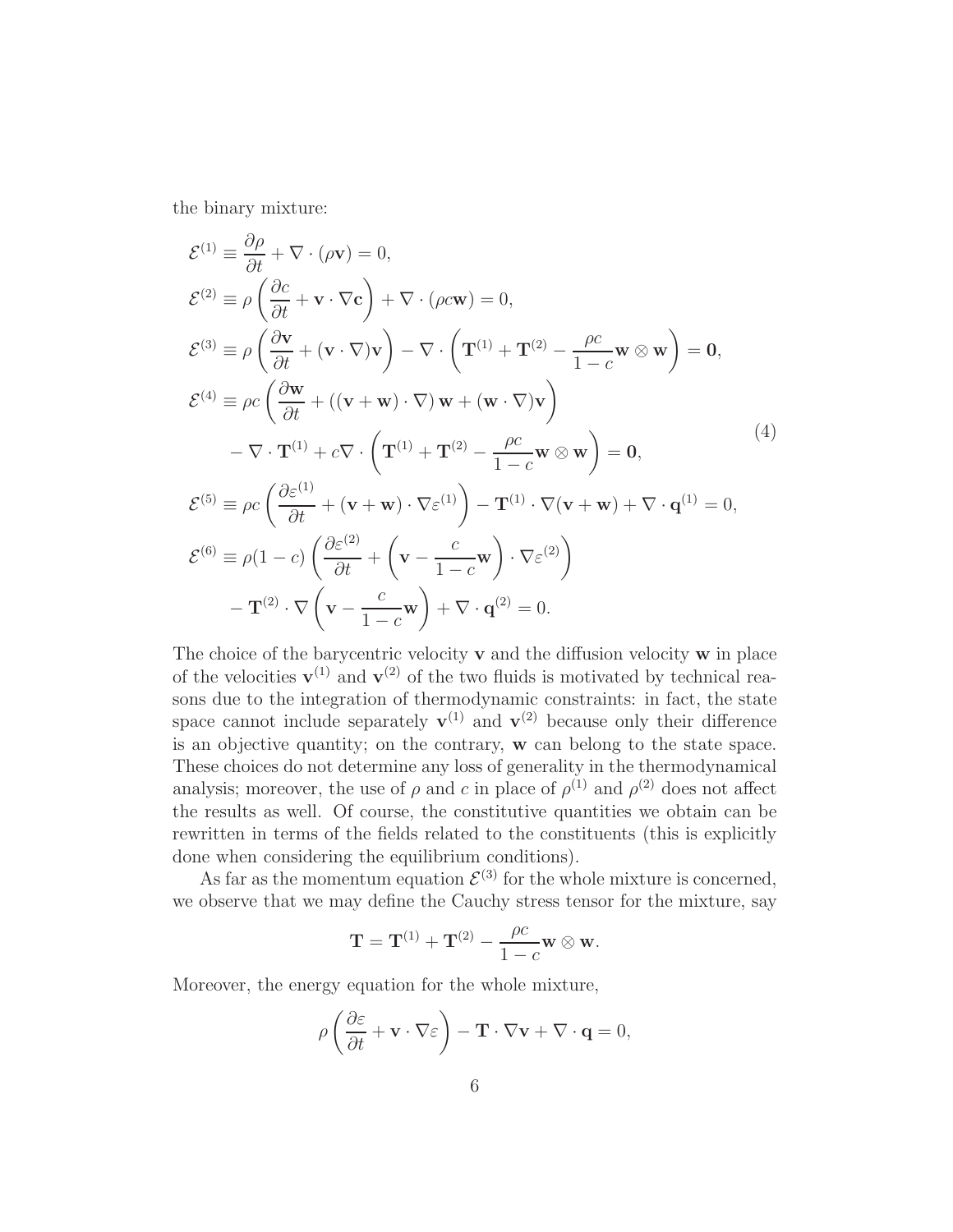the binary mixture:

$$
\begin{aligned}
&\mathcal{E}^{(1)} \equiv \frac{\partial \rho}{\partial t} + \nabla \cdot (\rho \mathbf{v}) = 0, \\
&\mathcal{E}^{(2)} \equiv \rho \left( \frac{\partial c}{\partial t} + \mathbf{v} \cdot \nabla \mathbf{c} \right) + \nabla \cdot (\rho c \mathbf{w}) = 0, \\
&\mathcal{E}^{(3)} \equiv \rho \left( \frac{\partial \mathbf{v}}{\partial t} + (\mathbf{v} \cdot \nabla) \mathbf{v} \right) - \nabla \cdot \left( \mathbf{T}^{(1)} + \mathbf{T}^{(2)} - \frac{\rho c}{1-c} \mathbf{w} \otimes \mathbf{w} \right) = \mathbf{0}, \\
&\mathcal{E}^{(4)} \equiv \rho c \left( \frac{\partial \mathbf{w}}{\partial t} + \left( (\mathbf{v} + \mathbf{w}) \cdot \nabla \right) \mathbf{w} + (\mathbf{w} \cdot \nabla) \mathbf{v} \right) \\
&\qquad - \nabla \cdot \mathbf{T}^{(1)} + c \nabla \cdot \left( \mathbf{T}^{(1)} + \mathbf{T}^{(2)} - \frac{\rho c}{1-c} \mathbf{w} \otimes \mathbf{w} \right) = \mathbf{0}, \\
&\mathcal{E}^{(5)} \equiv \rho c \left( \frac{\partial \varepsilon^{(1)}}{\partial t} + (\mathbf{v} + \mathbf{w}) \cdot \nabla \varepsilon^{(1)} \right) - \mathbf{T}^{(1)} \cdot \nabla (\mathbf{v} + \mathbf{w}) + \nabla \cdot \mathbf{q}^{(1)} = 0, \\
&\mathcal{E}^{(6)} \equiv \rho (1-c) \left( \frac{\partial \varepsilon^{(2)}}{\partial t} + \left( \mathbf{v} - \frac{c}{1-c} \mathbf{w} \right) \cdot \nabla \varepsilon^{(2)} \right) \\
&\qquad - \mathbf{T}^{(2)} \cdot \nabla \left( \mathbf{v} - \frac{c}{1-c} \mathbf{w} \right) + \nabla \cdot \mathbf{q}^{(2)} = 0.
\end{aligned}
\tag{4}
$$

The choice of the barycentric velocity $\mathbf{v}$ and the diffusion velocity $\mathbf{w}$ in place of the velocities $\mathbf{v}^{(1)}$ and $\mathbf{v}^{(2)}$ of the two fluids is motivated by technical reasons due to the integration of thermodynamic constraints: in fact, the state space cannot include separately $\mathbf{v}^{(1)}$ and $\mathbf{v}^{(2)}$ because only their difference is an objective quantity; on the contrary, $\mathbf{w}$ can belong to the state space. These choices do not determine any loss of generality in the thermodynamical analysis; moreover, the use of $\rho$ and $c$ in place of $\rho^{(1)}$ and $\rho^{(2)}$ does not affect the results as well. Of course, the constitutive quantities we obtain can be rewritten in terms of the fields related to the constituents (this is explicitly done when considering the equilibrium conditions).

As far as the momentum equation $\mathcal{E}^{(3)}$ for the whole mixture is concerned, we observe that we may define the Cauchy stress tensor for the mixture, say

$$
\mathbf{T} = \mathbf{T}^{(1)} + \mathbf{T}^{(2)} - \frac{\rho c}{1-c} \mathbf{w} \otimes \mathbf{w}.
$$

Moreover, the energy equation for the whole mixture,

$$
\rho \left( \frac{\partial \varepsilon}{\partial t} + \mathbf{v} \cdot \nabla \varepsilon \right) - \mathbf{T} \cdot \nabla \mathbf{v} + \nabla \cdot \mathbf{q} = 0,
$$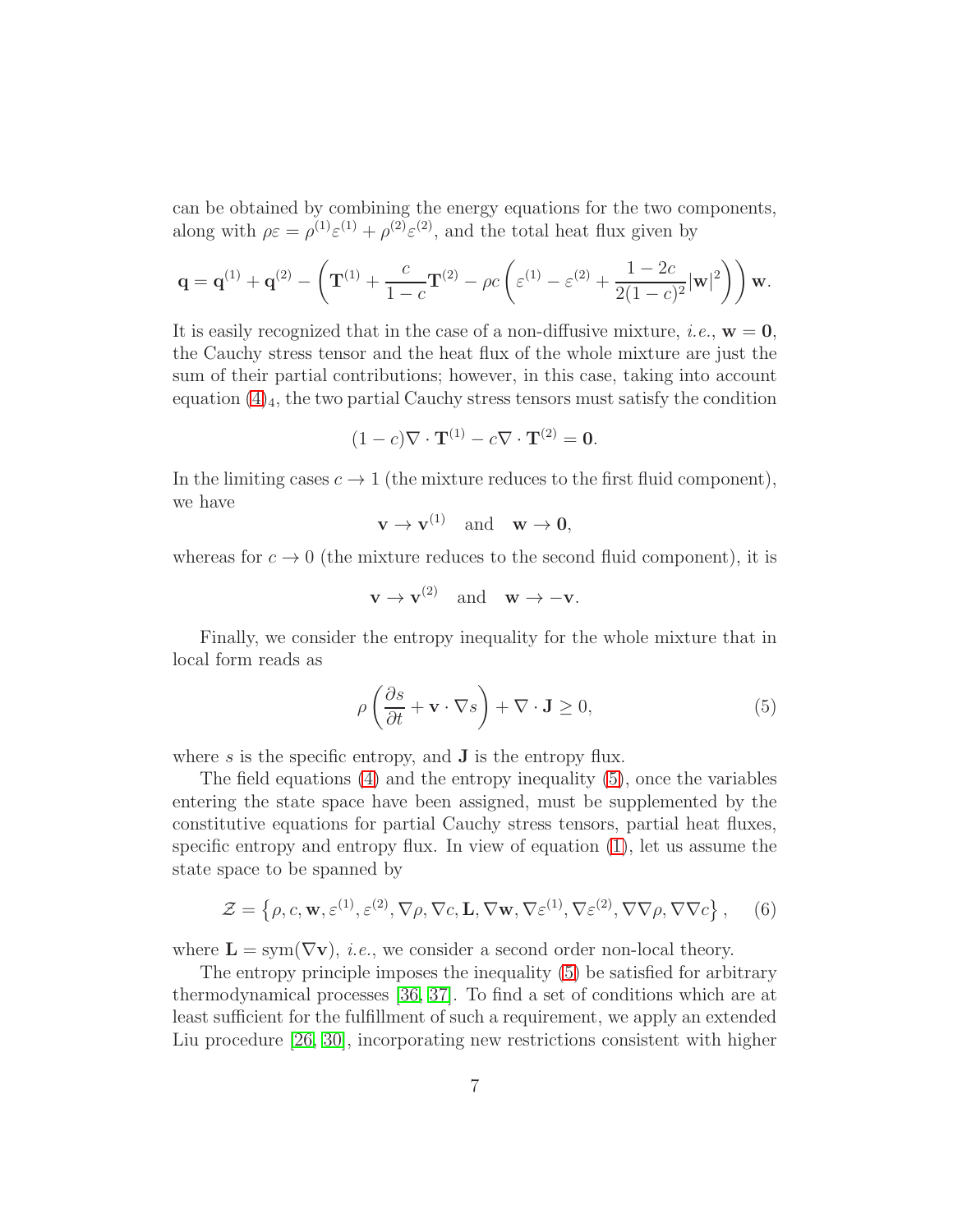can be obtained by combining the energy equations for the two components, along with $\rho\varepsilon = \rho^{(1)}\varepsilon^{(1)} + \rho^{(2)}\varepsilon^{(2)}$, and the total heat flux given by

$$
\mathbf{q} = \mathbf{q}^{(1)} + \mathbf{q}^{(2)} - \left(\mathbf{T}^{(1)} + \frac{c}{1-c}\mathbf{T}^{(2)} - \rho c\left(\varepsilon^{(1)} - \varepsilon^{(2)} + \frac{1-2c}{2(1-c)^2}|\mathbf{w}|^2\right)\right)\mathbf{w}.
$$

It is easily recognized that in the case of a non-diffusive mixture, *i.e.*, $\mathbf{w} = \mathbf{0}$, the Cauchy stress tensor and the heat flux of the whole mixture are just the sum of their partial contributions; however, in this case, taking into account equation (4)$_4$, the two partial Cauchy stress tensors must satisfy the condition

$$
(1-c)\nabla\cdot\mathbf{T}^{(1)} - c\nabla\cdot\mathbf{T}^{(2)} = \mathbf{0}.
$$

In the limiting cases $c \to 1$ (the mixture reduces to the first fluid component), we have

$$
\mathbf{v} \to \mathbf{v}^{(1)} \quad \text{and} \quad \mathbf{w} \to \mathbf{0},
$$

whereas for $c \to 0$ (the mixture reduces to the second fluid component), it is

$$
\mathbf{v} \to \mathbf{v}^{(2)} \quad \text{and} \quad \mathbf{w} \to -\mathbf{v}.
$$

Finally, we consider the entropy inequality for the whole mixture that in local form reads as

$$
\rho\left(\frac{\partial s}{\partial t} + \mathbf{v}\cdot\nabla s\right) + \nabla\cdot\mathbf{J} \geq 0, \tag{5}
$$

where $s$ is the specific entropy, and $\mathbf{J}$ is the entropy flux.

The field equations (4) and the entropy inequality (5), once the variables entering the state space have been assigned, must be supplemented by the constitutive equations for partial Cauchy stress tensors, partial heat fluxes, specific entropy and entropy flux. In view of equation (1), let us assume the state space to be spanned by

$$
\mathcal{Z} = \left\{\rho, c, \mathbf{w}, \varepsilon^{(1)}, \varepsilon^{(2)}, \nabla\rho, \nabla c, \mathbf{L}, \nabla\mathbf{w}, \nabla\varepsilon^{(1)}, \nabla\varepsilon^{(2)}, \nabla\nabla\rho, \nabla\nabla c\right\}, \tag{6}
$$

where $\mathbf{L} = \mathrm{sym}(\nabla\mathbf{v})$, *i.e.*, we consider a second order non-local theory.

The entropy principle imposes the inequality (5) be satisfied for arbitrary thermodynamical processes [36, 37]. To find a set of conditions which are at least sufficient for the fulfillment of such a requirement, we apply an extended Liu procedure [26, 30], incorporating new restrictions consistent with higher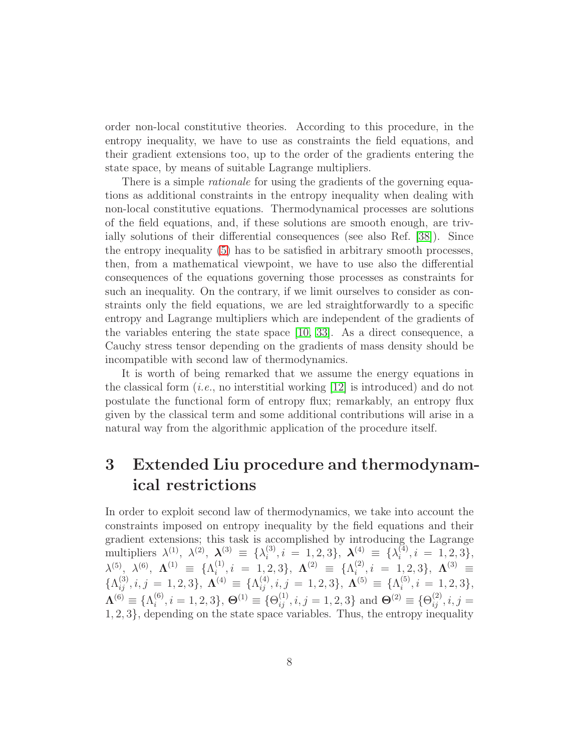order non-local constitutive theories. According to this procedure, in the entropy inequality, we have to use as constraints the field equations, and their gradient extensions too, up to the order of the gradients entering the state space, by means of suitable Lagrange multipliers.

There is a simple *rationale* for using the gradients of the governing equations as additional constraints in the entropy inequality when dealing with non-local constitutive equations. Thermodynamical processes are solutions of the field equations, and, if these solutions are smooth enough, are trivially solutions of their differential consequences (see also Ref. [38]). Since the entropy inequality (5) has to be satisfied in arbitrary smooth processes, then, from a mathematical viewpoint, we have to use also the differential consequences of the equations governing those processes as constraints for such an inequality. On the contrary, if we limit ourselves to consider as constraints only the field equations, we are led straightforwardly to a specific entropy and Lagrange multipliers which are independent of the gradients of the variables entering the state space [10, 33]. As a direct consequence, a Cauchy stress tensor depending on the gradients of mass density should be incompatible with second law of thermodynamics.

It is worth of being remarked that we assume the energy equations in the classical form (*i.e.*, no interstitial working [12] is introduced) and do not postulate the functional form of entropy flux; remarkably, an entropy flux given by the classical term and some additional contributions will arise in a natural way from the algorithmic application of the procedure itself.

# 3 Extended Liu procedure and thermodynamical restrictions

In order to exploit second law of thermodynamics, we take into account the constraints imposed on entropy inequality by the field equations and their gradient extensions; this task is accomplished by introducing the Lagrange multipliers $\lambda^{(1)}$, $\lambda^{(2)}$, $\boldsymbol{\lambda}^{(3)} \equiv \{\lambda^{(3)}_i, i = 1,2,3\}$, $\boldsymbol{\lambda}^{(4)} \equiv \{\lambda^{(4)}_i, i = 1,2,3\}$, $\lambda^{(5)}$, $\lambda^{(6)}$, $\boldsymbol{\Lambda}^{(1)} \equiv \{\Lambda^{(1)}_i, i = 1,2,3\}$, $\boldsymbol{\Lambda}^{(2)} \equiv \{\Lambda^{(2)}_i, i = 1,2,3\}$, $\boldsymbol{\Lambda}^{(3)} \equiv \{\Lambda^{(3)}_{ij}, i,j = 1,2,3\}$, $\boldsymbol{\Lambda}^{(4)} \equiv \{\Lambda^{(4)}_{ij}, i,j = 1,2,3\}$, $\boldsymbol{\Lambda}^{(5)} \equiv \{\Lambda^{(5)}_i, i = 1,2,3\}$, $\boldsymbol{\Lambda}^{(6)} \equiv \{\Lambda^{(6)}_i, i = 1,2,3\}$, $\boldsymbol{\Theta}^{(1)} \equiv \{\Theta^{(1)}_{ij}, i,j = 1,2,3\}$ and $\boldsymbol{\Theta}^{(2)} \equiv \{\Theta^{(2)}_{ij}, i,j = 1,2,3\}$, depending on the state space variables. Thus, the entropy inequality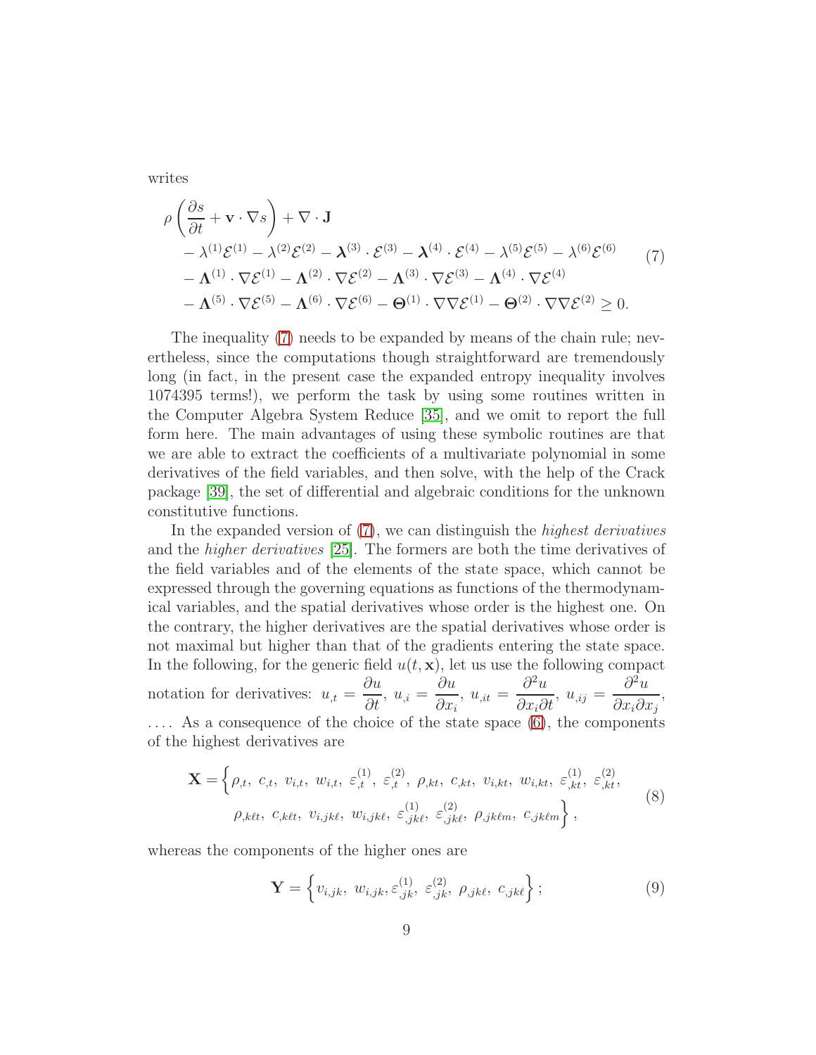writes

$$
\begin{aligned}
&\rho\left(\frac{\partial s}{\partial t}+\mathbf{v}\cdot\nabla s\right)+\nabla\cdot\mathbf{J}\\
&\quad-\lambda^{(1)}\mathcal{E}^{(1)}-\lambda^{(2)}\mathcal{E}^{(2)}-\boldsymbol{\lambda}^{(3)}\cdot\mathcal{E}^{(3)}-\boldsymbol{\lambda}^{(4)}\cdot\mathcal{E}^{(4)}-\lambda^{(5)}\mathcal{E}^{(5)}-\lambda^{(6)}\mathcal{E}^{(6)}\\
&\quad-\boldsymbol{\Lambda}^{(1)}\cdot\nabla\mathcal{E}^{(1)}-\boldsymbol{\Lambda}^{(2)}\cdot\nabla\mathcal{E}^{(2)}-\boldsymbol{\Lambda}^{(3)}\cdot\nabla\mathcal{E}^{(3)}-\boldsymbol{\Lambda}^{(4)}\cdot\nabla\mathcal{E}^{(4)}\\
&\quad-\boldsymbol{\Lambda}^{(5)}\cdot\nabla\mathcal{E}^{(5)}-\boldsymbol{\Lambda}^{(6)}\cdot\nabla\mathcal{E}^{(6)}-\boldsymbol{\Theta}^{(1)}\cdot\nabla\nabla\mathcal{E}^{(1)}-\boldsymbol{\Theta}^{(2)}\cdot\nabla\nabla\mathcal{E}^{(2)}\geq 0.
\end{aligned}
\tag{7}
$$

The inequality (7) needs to be expanded by means of the chain rule; nevertheless, since the computations though straightforward are tremendously long (in fact, in the present case the expanded entropy inequality involves 1074395 terms!), we perform the task by using some routines written in the Computer Algebra System Reduce [35], and we omit to report the full form here. The main advantages of using these symbolic routines are that we are able to extract the coefficients of a multivariate polynomial in some derivatives of the field variables, and then solve, with the help of the Crack package [39], the set of differential and algebraic conditions for the unknown constitutive functions.

In the expanded version of (7), we can distinguish the *highest derivatives* and the *higher derivatives* [25]. The formers are both the time derivatives of the field variables and of the elements of the state space, which cannot be expressed through the governing equations as functions of the thermodynamical variables, and the spatial derivatives whose order is the highest one. On the contrary, the higher derivatives are the spatial derivatives whose order is not maximal but higher than that of the gradients entering the state space. In the following, for the generic field $u(t,\mathbf{x})$, let us use the following compact notation for derivatives: $u_{,t}=\dfrac{\partial u}{\partial t}$, $u_{,i}=\dfrac{\partial u}{\partial x_i}$, $u_{,it}=\dfrac{\partial^2 u}{\partial x_i\partial t}$, $u_{,ij}=\dfrac{\partial^2 u}{\partial x_i\partial x_j}$, $\dots$. As a consequence of the choice of the state space (6), the components of the highest derivatives are

$$
\begin{aligned}
\mathbf{X}=\Big\{&\rho_{,t},\ c_{,t},\ v_{i,t},\ w_{i,t},\ \varepsilon^{(1)}_{,t},\ \varepsilon^{(2)}_{,t},\ \rho_{,kt},\ c_{,kt},\ v_{i,kt},\ w_{i,kt},\ \varepsilon^{(1)}_{,kt},\ \varepsilon^{(2)}_{,kt},\\
&\rho_{,k\ell t},\ c_{,k\ell t},\ v_{i,jk\ell},\ w_{i,jk\ell},\ \varepsilon^{(1)}_{,jk\ell},\ \varepsilon^{(2)}_{,jk\ell},\ \rho_{,jk\ell m},\ c_{,jk\ell m}\Big\},
\end{aligned}
\tag{8}
$$

whereas the components of the higher ones are

$$
\mathbf{Y}=\Big\{v_{i,jk},\ w_{i,jk},\varepsilon^{(1)}_{,jk},\ \varepsilon^{(2)}_{,jk},\ \rho_{,jk\ell},\ c_{,jk\ell}\Big\};
\tag{9}
$$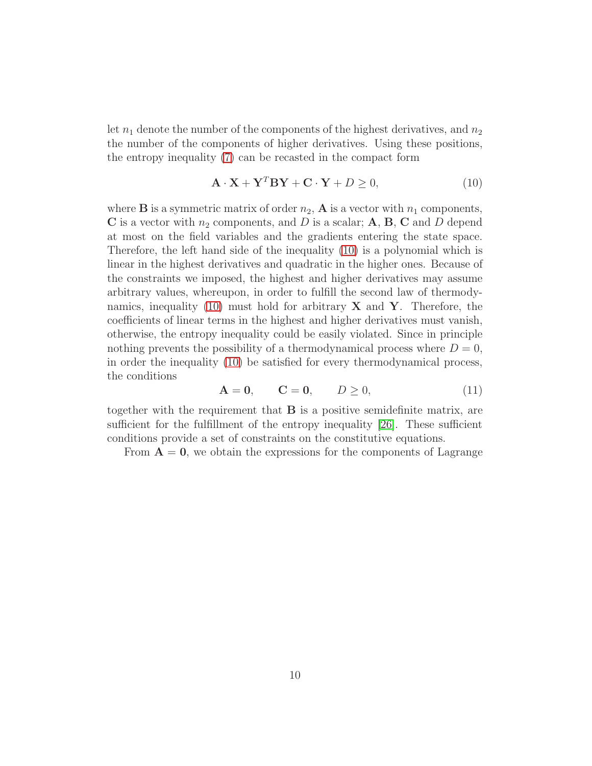let $n_1$ denote the number of the components of the highest derivatives, and $n_2$ the number of the components of higher derivatives. Using these positions, the entropy inequality (7) can be recasted in the compact form

$$\mathbf{A} \cdot \mathbf{X} + \mathbf{Y}^T \mathbf{B} \mathbf{Y} + \mathbf{C} \cdot \mathbf{Y} + D \geq 0, \tag{10}$$

where $\mathbf{B}$ is a symmetric matrix of order $n_2$, $\mathbf{A}$ is a vector with $n_1$ components, $\mathbf{C}$ is a vector with $n_2$ components, and $D$ is a scalar; $\mathbf{A}$, $\mathbf{B}$, $\mathbf{C}$ and $D$ depend at most on the field variables and the gradients entering the state space. Therefore, the left hand side of the inequality (10) is a polynomial which is linear in the highest derivatives and quadratic in the higher ones. Because of the constraints we imposed, the highest and higher derivatives may assume arbitrary values, whereupon, in order to fulfill the second law of thermodynamics, inequality (10) must hold for arbitrary $\mathbf{X}$ and $\mathbf{Y}$. Therefore, the coefficients of linear terms in the highest and higher derivatives must vanish, otherwise, the entropy inequality could be easily violated. Since in principle nothing prevents the possibility of a thermodynamical process where $D = 0$, in order the inequality (10) be satisfied for every thermodynamical process, the conditions

$$\mathbf{A} = \mathbf{0}, \qquad \mathbf{C} = \mathbf{0}, \qquad D \geq 0, \tag{11}$$

together with the requirement that $\mathbf{B}$ is a positive semidefinite matrix, are sufficient for the fulfillment of the entropy inequality [26]. These sufficient conditions provide a set of constraints on the constitutive equations.

From $\mathbf{A} = \mathbf{0}$, we obtain the expressions for the components of Lagrange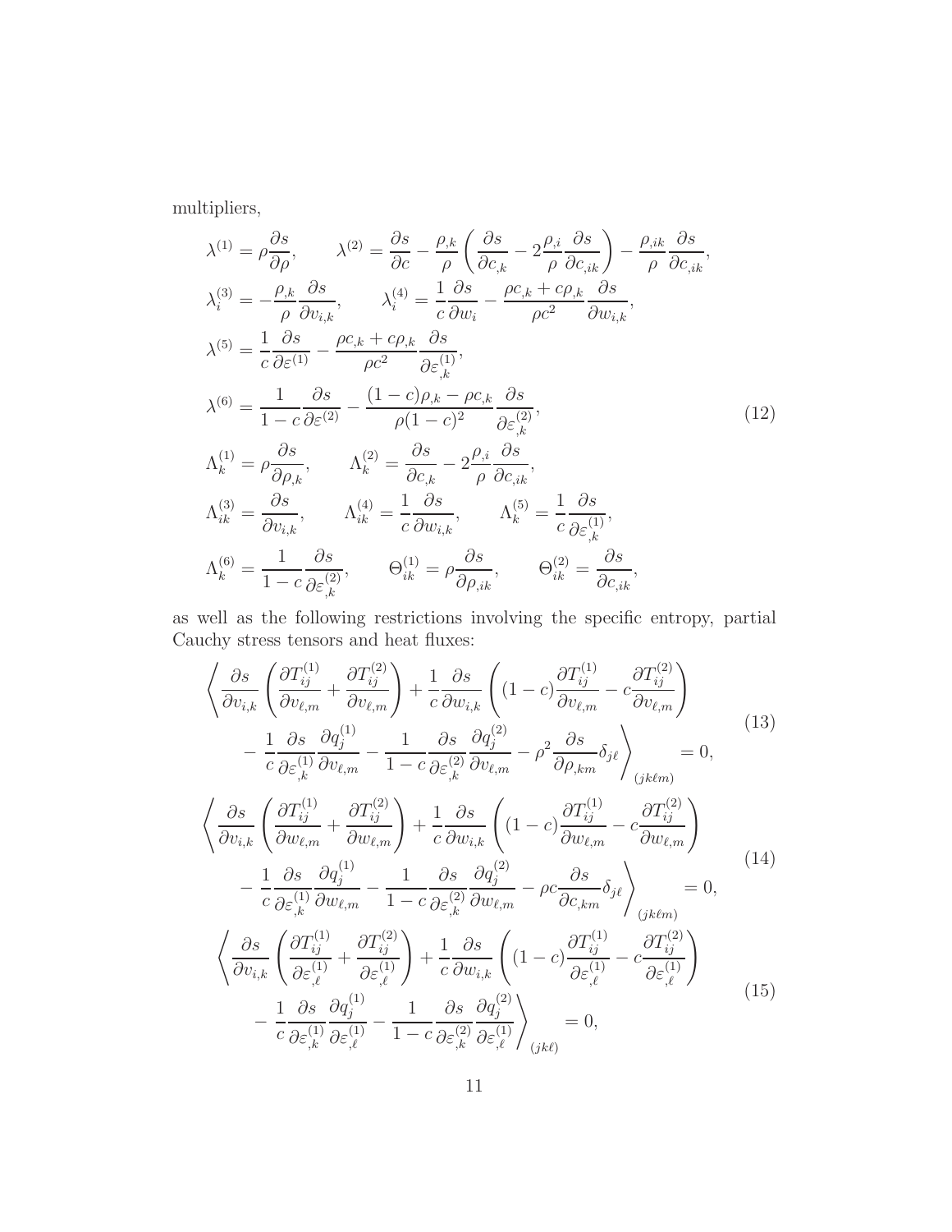multipliers,

$$
\begin{aligned}
&\lambda^{(1)} = \rho \frac{\partial s}{\partial \rho}, \qquad \lambda^{(2)} = \frac{\partial s}{\partial c} - \frac{\rho_{,k}}{\rho}\left(\frac{\partial s}{\partial c_{,k}} - 2\frac{\rho_{,i}}{\rho}\frac{\partial s}{\partial c_{,ik}}\right) - \frac{\rho_{,ik}}{\rho}\frac{\partial s}{\partial c_{,ik}}, \\
&\lambda_i^{(3)} = -\frac{\rho_{,k}}{\rho}\frac{\partial s}{\partial v_{i,k}}, \qquad \lambda_i^{(4)} = \frac{1}{c}\frac{\partial s}{\partial w_i} - \frac{\rho c_{,k} + c\rho_{,k}}{\rho c^2}\frac{\partial s}{\partial w_{i,k}}, \\
&\lambda^{(5)} = \frac{1}{c}\frac{\partial s}{\partial \varepsilon^{(1)}} - \frac{\rho c_{,k} + c\rho_{,k}}{\rho c^2}\frac{\partial s}{\partial \varepsilon^{(1)}_{,k}}, \\
&\lambda^{(6)} = \frac{1}{1-c}\frac{\partial s}{\partial \varepsilon^{(2)}} - \frac{(1-c)\rho_{,k} - \rho c_{,k}}{\rho(1-c)^2}\frac{\partial s}{\partial \varepsilon^{(2)}_{,k}}, \\
&\Lambda_k^{(1)} = \rho\frac{\partial s}{\partial \rho_{,k}}, \qquad \Lambda_k^{(2)} = \frac{\partial s}{\partial c_{,k}} - 2\frac{\rho_{,i}}{\rho}\frac{\partial s}{\partial c_{,ik}}, \\
&\Lambda_{ik}^{(3)} = \frac{\partial s}{\partial v_{i,k}}, \qquad \Lambda_{ik}^{(4)} = \frac{1}{c}\frac{\partial s}{\partial w_{i,k}}, \qquad \Lambda_k^{(5)} = \frac{1}{c}\frac{\partial s}{\partial \varepsilon^{(1)}_{,k}}, \\
&\Lambda_k^{(6)} = \frac{1}{1-c}\frac{\partial s}{\partial \varepsilon^{(2)}_{,k}}, \qquad \Theta_{ik}^{(1)} = \rho\frac{\partial s}{\partial \rho_{,ik}}, \qquad \Theta_{ik}^{(2)} = \frac{\partial s}{\partial c_{,ik}},
\end{aligned}
\tag{12}
$$

as well as the following restrictions involving the specific entropy, partial Cauchy stress tensors and heat fluxes:

$$
\begin{aligned}
\Bigg\langle \frac{\partial s}{\partial v_{i,k}}\left(\frac{\partial T_{ij}^{(1)}}{\partial v_{\ell,m}} + \frac{\partial T_{ij}^{(2)}}{\partial v_{\ell,m}}\right) + \frac{1}{c}\frac{\partial s}{\partial w_{i,k}}\left((1-c)\frac{\partial T_{ij}^{(1)}}{\partial v_{\ell,m}} - c\frac{\partial T_{ij}^{(2)}}{\partial v_{\ell,m}}\right) \\
- \frac{1}{c}\frac{\partial s}{\partial \varepsilon^{(1)}_{,k}}\frac{\partial q_j^{(1)}}{\partial v_{\ell,m}} - \frac{1}{1-c}\frac{\partial s}{\partial \varepsilon^{(2)}_{,k}}\frac{\partial q_j^{(2)}}{\partial v_{\ell,m}} - \rho^2\frac{\partial s}{\partial \rho_{,km}}\delta_{j\ell}\Bigg\rangle_{(jk\ell m)} = 0,
\end{aligned}
\tag{13}
$$

$$
\begin{aligned}
\Bigg\langle \frac{\partial s}{\partial v_{i,k}}\left(\frac{\partial T_{ij}^{(1)}}{\partial w_{\ell,m}} + \frac{\partial T_{ij}^{(2)}}{\partial w_{\ell,m}}\right) + \frac{1}{c}\frac{\partial s}{\partial w_{i,k}}\left((1-c)\frac{\partial T_{ij}^{(1)}}{\partial w_{\ell,m}} - c\frac{\partial T_{ij}^{(2)}}{\partial w_{\ell,m}}\right) \\
- \frac{1}{c}\frac{\partial s}{\partial \varepsilon^{(1)}_{,k}}\frac{\partial q_j^{(1)}}{\partial w_{\ell,m}} - \frac{1}{1-c}\frac{\partial s}{\partial \varepsilon^{(2)}_{,k}}\frac{\partial q_j^{(2)}}{\partial w_{\ell,m}} - \rho c\frac{\partial s}{\partial c_{,km}}\delta_{j\ell}\Bigg\rangle_{(jk\ell m)} = 0,
\end{aligned}
\tag{14}
$$

$$
\begin{aligned}
\Bigg\langle \frac{\partial s}{\partial v_{i,k}}\left(\frac{\partial T_{ij}^{(1)}}{\partial \varepsilon^{(1)}_{,\ell}} + \frac{\partial T_{ij}^{(2)}}{\partial \varepsilon^{(1)}_{,\ell}}\right) + \frac{1}{c}\frac{\partial s}{\partial w_{i,k}}\left((1-c)\frac{\partial T_{ij}^{(1)}}{\partial \varepsilon^{(1)}_{,\ell}} - c\frac{\partial T_{ij}^{(2)}}{\partial \varepsilon^{(1)}_{,\ell}}\right) \\
- \frac{1}{c}\frac{\partial s}{\partial \varepsilon^{(1)}_{,k}}\frac{\partial q_j^{(1)}}{\partial \varepsilon^{(1)}_{,\ell}} - \frac{1}{1-c}\frac{\partial s}{\partial \varepsilon^{(2)}_{,k}}\frac{\partial q_j^{(2)}}{\partial \varepsilon^{(1)}_{,\ell}}\Bigg\rangle_{(jk\ell)} = 0,
\end{aligned}
\tag{15}
$$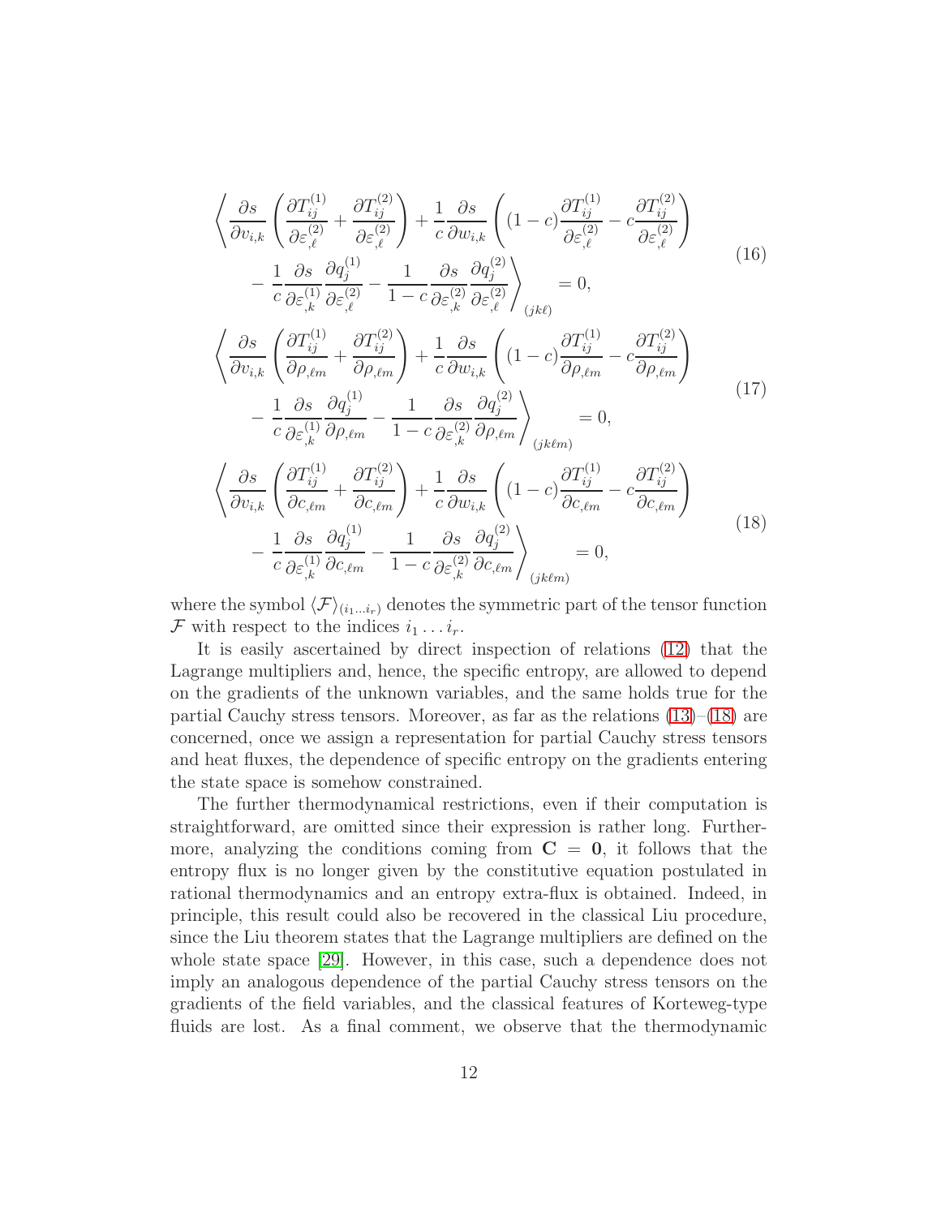$$
\begin{aligned}
&\left\langle \frac{\partial s}{\partial v_{i,k}}\left(\frac{\partial T^{(1)}_{ij}}{\partial \varepsilon^{(2)}_{,\ell}}+\frac{\partial T^{(2)}_{ij}}{\partial \varepsilon^{(2)}_{,\ell}}\right)+\frac{1}{c}\frac{\partial s}{\partial w_{i,k}}\left((1-c)\frac{\partial T^{(1)}_{ij}}{\partial \varepsilon^{(2)}_{,\ell}}-c\frac{\partial T^{(2)}_{ij}}{\partial \varepsilon^{(2)}_{,\ell}}\right)\right.\\
&\qquad\left.-\frac{1}{c}\frac{\partial s}{\partial \varepsilon^{(1)}_{,k}}\frac{\partial q^{(1)}_{j}}{\partial \varepsilon^{(2)}_{,\ell}}-\frac{1}{1-c}\frac{\partial s}{\partial \varepsilon^{(2)}_{,k}}\frac{\partial q^{(2)}_{j}}{\partial \varepsilon^{(2)}_{,\ell}}\right\rangle_{(jk\ell)}=0,
\end{aligned}
\tag{16}
$$

$$
\begin{aligned}
&\left\langle \frac{\partial s}{\partial v_{i,k}}\left(\frac{\partial T^{(1)}_{ij}}{\partial \rho_{,\ell m}}+\frac{\partial T^{(2)}_{ij}}{\partial \rho_{,\ell m}}\right)+\frac{1}{c}\frac{\partial s}{\partial w_{i,k}}\left((1-c)\frac{\partial T^{(1)}_{ij}}{\partial \rho_{,\ell m}}-c\frac{\partial T^{(2)}_{ij}}{\partial \rho_{,\ell m}}\right)\right.\\
&\qquad\left.-\frac{1}{c}\frac{\partial s}{\partial \varepsilon^{(1)}_{,k}}\frac{\partial q^{(1)}_{j}}{\partial \rho_{,\ell m}}-\frac{1}{1-c}\frac{\partial s}{\partial \varepsilon^{(2)}_{,k}}\frac{\partial q^{(2)}_{j}}{\partial \rho_{,\ell m}}\right\rangle_{(jk\ell m)}=0,
\end{aligned}
\tag{17}
$$

$$
\begin{aligned}
&\left\langle \frac{\partial s}{\partial v_{i,k}}\left(\frac{\partial T^{(1)}_{ij}}{\partial c_{,\ell m}}+\frac{\partial T^{(2)}_{ij}}{\partial c_{,\ell m}}\right)+\frac{1}{c}\frac{\partial s}{\partial w_{i,k}}\left((1-c)\frac{\partial T^{(1)}_{ij}}{\partial c_{,\ell m}}-c\frac{\partial T^{(2)}_{ij}}{\partial c_{,\ell m}}\right)\right.\\
&\qquad\left.-\frac{1}{c}\frac{\partial s}{\partial \varepsilon^{(1)}_{,k}}\frac{\partial q^{(1)}_{j}}{\partial c_{,\ell m}}-\frac{1}{1-c}\frac{\partial s}{\partial \varepsilon^{(2)}_{,k}}\frac{\partial q^{(2)}_{j}}{\partial c_{,\ell m}}\right\rangle_{(jk\ell m)}=0,
\end{aligned}
\tag{18}
$$

where the symbol $\langle \mathcal{F}\rangle_{(i_1\ldots i_r)}$ denotes the symmetric part of the tensor function $\mathcal{F}$ with respect to the indices $i_1\ldots i_r$.

It is easily ascertained by direct inspection of relations (12) that the Lagrange multipliers and, hence, the specific entropy, are allowed to depend on the gradients of the unknown variables, and the same holds true for the partial Cauchy stress tensors. Moreover, as far as the relations (13)–(18) are concerned, once we assign a representation for partial Cauchy stress tensors and heat fluxes, the dependence of specific entropy on the gradients entering the state space is somehow constrained.

The further thermodynamical restrictions, even if their computation is straightforward, are omitted since their expression is rather long. Furthermore, analyzing the conditions coming from $\mathbf{C}=\mathbf{0}$, it follows that the entropy flux is no longer given by the constitutive equation postulated in rational thermodynamics and an entropy extra-flux is obtained. Indeed, in principle, this result could also be recovered in the classical Liu procedure, since the Liu theorem states that the Lagrange multipliers are defined on the whole state space [29]. However, in this case, such a dependence does not imply an analogous dependence of the partial Cauchy stress tensors on the gradients of the field variables, and the classical features of Korteweg-type fluids are lost. As a final comment, we observe that the thermodynamic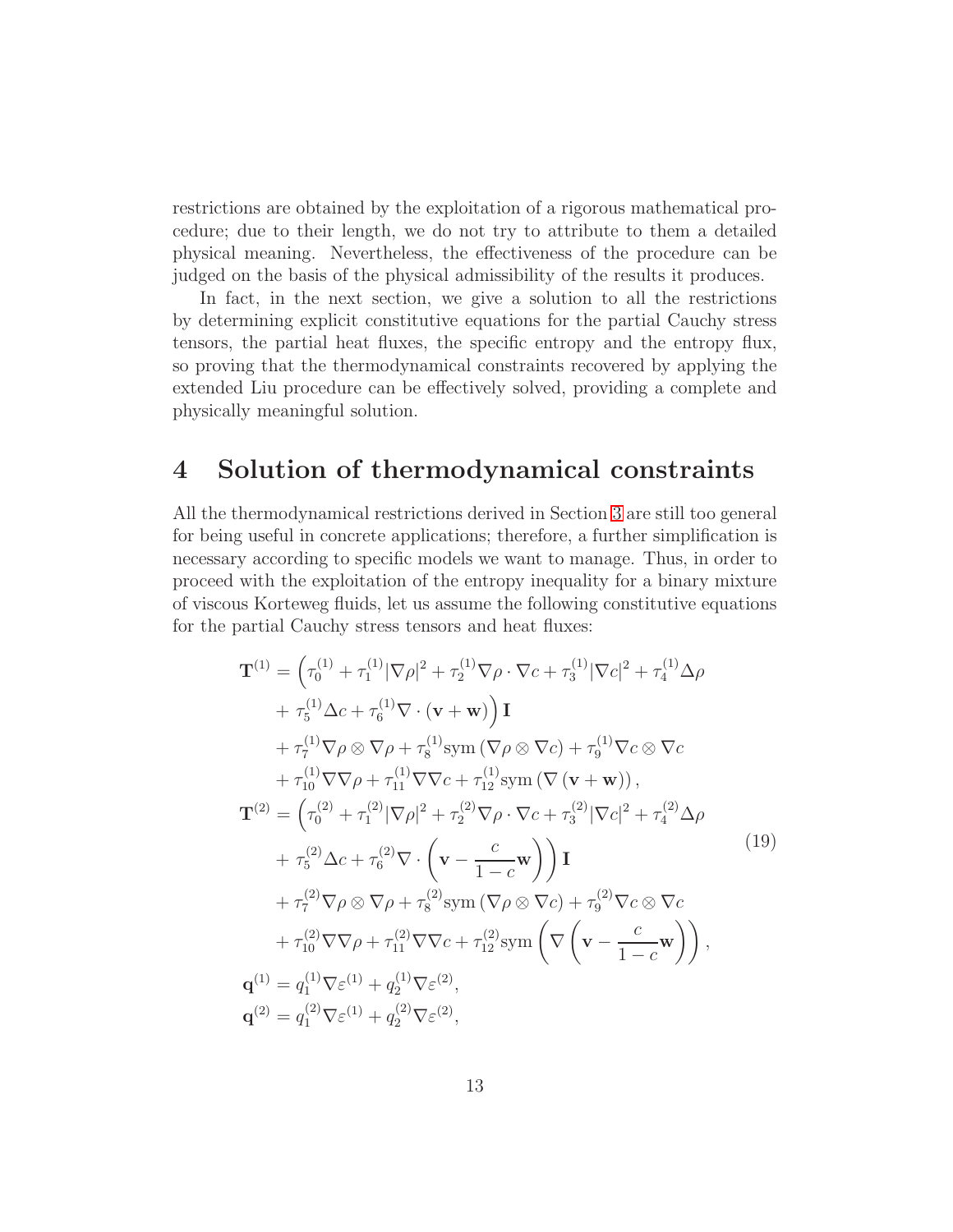restrictions are obtained by the exploitation of a rigorous mathematical procedure; due to their length, we do not try to attribute to them a detailed physical meaning. Nevertheless, the effectiveness of the procedure can be judged on the basis of the physical admissibility of the results it produces.

In fact, in the next section, we give a solution to all the restrictions by determining explicit constitutive equations for the partial Cauchy stress tensors, the partial heat fluxes, the specific entropy and the entropy flux, so proving that the thermodynamical constraints recovered by applying the extended Liu procedure can be effectively solved, providing a complete and physically meaningful solution.

# 4 Solution of thermodynamical constraints

All the thermodynamical restrictions derived in Section 3 are still too general for being useful in concrete applications; therefore, a further simplification is necessary according to specific models we want to manage. Thus, in order to proceed with the exploitation of the entropy inequality for a binary mixture of viscous Korteweg fluids, let us assume the following constitutive equations for the partial Cauchy stress tensors and heat fluxes:

$$
\begin{aligned}
\mathbf{T}^{(1)} &= \Big(\tau_0^{(1)} + \tau_1^{(1)}|\nabla\rho|^2 + \tau_2^{(1)}\nabla\rho\cdot\nabla c + \tau_3^{(1)}|\nabla c|^2 + \tau_4^{(1)}\Delta\rho \\
&\quad + \tau_5^{(1)}\Delta c + \tau_6^{(1)}\nabla\cdot(\mathbf{v}+\mathbf{w})\Big)\mathbf{I} \\
&\quad + \tau_7^{(1)}\nabla\rho\otimes\nabla\rho + \tau_8^{(1)}\mathrm{sym}\left(\nabla\rho\otimes\nabla c\right) + \tau_9^{(1)}\nabla c\otimes\nabla c \\
&\quad + \tau_{10}^{(1)}\nabla\nabla\rho + \tau_{11}^{(1)}\nabla\nabla c + \tau_{12}^{(1)}\mathrm{sym}\left(\nabla\left(\mathbf{v}+\mathbf{w}\right)\right), \\
\mathbf{T}^{(2)} &= \Big(\tau_0^{(2)} + \tau_1^{(2)}|\nabla\rho|^2 + \tau_2^{(2)}\nabla\rho\cdot\nabla c + \tau_3^{(2)}|\nabla c|^2 + \tau_4^{(2)}\Delta\rho \\
&\quad + \tau_5^{(2)}\Delta c + \tau_6^{(2)}\nabla\cdot\left(\mathbf{v}-\frac{c}{1-c}\mathbf{w}\right)\Big)\mathbf{I} \\
&\quad + \tau_7^{(2)}\nabla\rho\otimes\nabla\rho + \tau_8^{(2)}\mathrm{sym}\left(\nabla\rho\otimes\nabla c\right) + \tau_9^{(2)}\nabla c\otimes\nabla c \\
&\quad + \tau_{10}^{(2)}\nabla\nabla\rho + \tau_{11}^{(2)}\nabla\nabla c + \tau_{12}^{(2)}\mathrm{sym}\left(\nabla\left(\mathbf{v}-\frac{c}{1-c}\mathbf{w}\right)\right), \\
\mathbf{q}^{(1)} &= q_1^{(1)}\nabla\varepsilon^{(1)} + q_2^{(1)}\nabla\varepsilon^{(2)}, \\
\mathbf{q}^{(2)} &= q_1^{(2)}\nabla\varepsilon^{(1)} + q_2^{(2)}\nabla\varepsilon^{(2)},
\end{aligned}
\tag{19}
$$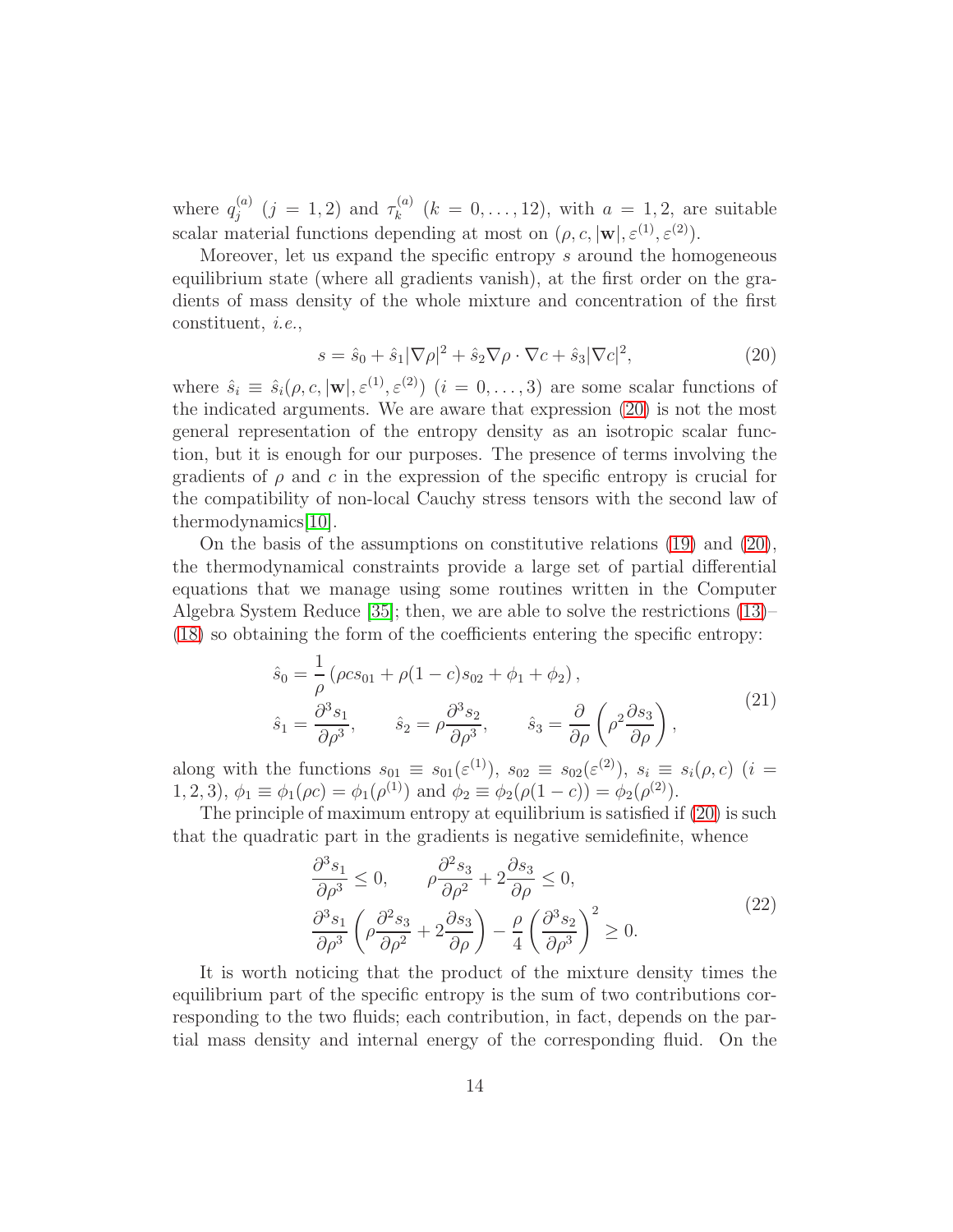where $q_j^{(a)}$ ($j = 1,2$) and $\tau_k^{(a)}$ ($k = 0,\dots,12$), with $a = 1,2$, are suitable scalar material functions depending at most on $(\rho, c, |\mathbf{w}|, \varepsilon^{(1)}, \varepsilon^{(2)})$.

Moreover, let us expand the specific entropy $s$ around the homogeneous equilibrium state (where all gradients vanish), at the first order on the gradients of mass density of the whole mixture and concentration of the first constituent, *i.e.*,

$$
s = \hat{s}_0 + \hat{s}_1 |\nabla \rho|^2 + \hat{s}_2 \nabla \rho \cdot \nabla c + \hat{s}_3 |\nabla c|^2, \tag{20}
$$

where $\hat{s}_i \equiv \hat{s}_i(\rho, c, |\mathbf{w}|, \varepsilon^{(1)}, \varepsilon^{(2)})$ ($i = 0,\dots,3$) are some scalar functions of the indicated arguments. We are aware that expression (20) is not the most general representation of the entropy density as an isotropic scalar function, but it is enough for our purposes. The presence of terms involving the gradients of $\rho$ and $c$ in the expression of the specific entropy is crucial for the compatibility of non-local Cauchy stress tensors with the second law of thermodynamics[10].

On the basis of the assumptions on constitutive relations (19) and (20), the thermodynamical constraints provide a large set of partial differential equations that we manage using some routines written in the Computer Algebra System Reduce [35]; then, we are able to solve the restrictions (13)–(18) so obtaining the form of the coefficients entering the specific entropy:

$$
\begin{aligned}
&\hat{s}_0 = \frac{1}{\rho}\left(\rho c s_{01} + \rho(1-c)s_{02} + \phi_1 + \phi_2\right),\\
&\hat{s}_1 = \frac{\partial^3 s_1}{\partial \rho^3}, \qquad \hat{s}_2 = \rho \frac{\partial^3 s_2}{\partial \rho^3}, \qquad \hat{s}_3 = \frac{\partial}{\partial \rho}\left(\rho^2 \frac{\partial s_3}{\partial \rho}\right),
\end{aligned} \tag{21}
$$

along with the functions $s_{01} \equiv s_{01}(\varepsilon^{(1)})$, $s_{02} \equiv s_{02}(\varepsilon^{(2)})$, $s_i \equiv s_i(\rho, c)$ ($i = 1,2,3$), $\phi_1 \equiv \phi_1(\rho c) = \phi_1(\rho^{(1)})$ and $\phi_2 \equiv \phi_2(\rho(1-c)) = \phi_2(\rho^{(2)})$.

The principle of maximum entropy at equilibrium is satisfied if (20) is such that the quadratic part in the gradients is negative semidefinite, whence

$$
\begin{aligned}
&\frac{\partial^3 s_1}{\partial \rho^3} \leq 0, \qquad \rho \frac{\partial^2 s_3}{\partial \rho^2} + 2\frac{\partial s_3}{\partial \rho} \leq 0,\\
&\frac{\partial^3 s_1}{\partial \rho^3}\left(\rho \frac{\partial^2 s_3}{\partial \rho^2} + 2\frac{\partial s_3}{\partial \rho}\right) - \frac{\rho}{4}\left(\frac{\partial^3 s_2}{\partial \rho^3}\right)^2 \geq 0.
\end{aligned} \tag{22}
$$

It is worth noticing that the product of the mixture density times the equilibrium part of the specific entropy is the sum of two contributions corresponding to the two fluids; each contribution, in fact, depends on the partial mass density and internal energy of the corresponding fluid. On the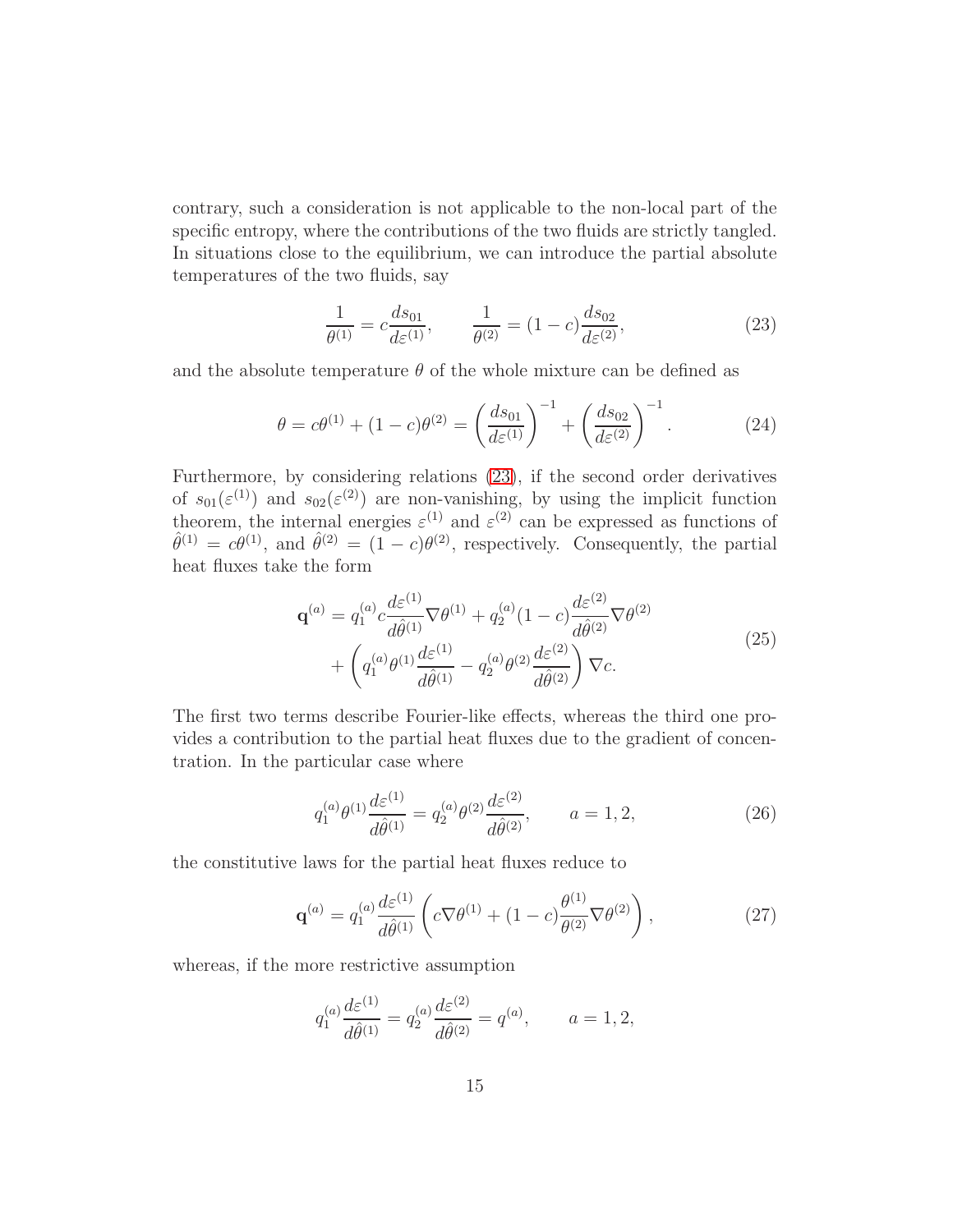contrary, such a consideration is not applicable to the non-local part of the specific entropy, where the contributions of the two fluids are strictly tangled. In situations close to the equilibrium, we can introduce the partial absolute temperatures of the two fluids, say

$$\frac{1}{\theta^{(1)}} = c\frac{ds_{01}}{d\varepsilon^{(1)}}, \qquad \frac{1}{\theta^{(2)}} = (1-c)\frac{ds_{02}}{d\varepsilon^{(2)}}, \tag{23}$$

and the absolute temperature $\theta$ of the whole mixture can be defined as

$$\theta = c\theta^{(1)} + (1-c)\theta^{(2)} = \left(\frac{ds_{01}}{d\varepsilon^{(1)}}\right)^{-1} + \left(\frac{ds_{02}}{d\varepsilon^{(2)}}\right)^{-1}. \tag{24}$$

Furthermore, by considering relations (23), if the second order derivatives of $s_{01}(\varepsilon^{(1)})$ and $s_{02}(\varepsilon^{(2)})$ are non-vanishing, by using the implicit function theorem, the internal energies $\varepsilon^{(1)}$ and $\varepsilon^{(2)}$ can be expressed as functions of $\hat{\theta}^{(1)} = c\theta^{(1)}$, and $\hat{\theta}^{(2)} = (1-c)\theta^{(2)}$, respectively. Consequently, the partial heat fluxes take the form

$$\begin{aligned}\mathbf{q}^{(a)} &= q_1^{(a)} c\frac{d\varepsilon^{(1)}}{d\hat{\theta}^{(1)}}\nabla\theta^{(1)} + q_2^{(a)}(1-c)\frac{d\varepsilon^{(2)}}{d\hat{\theta}^{(2)}}\nabla\theta^{(2)} \\ &\quad + \left(q_1^{(a)}\theta^{(1)}\frac{d\varepsilon^{(1)}}{d\hat{\theta}^{(1)}} - q_2^{(a)}\theta^{(2)}\frac{d\varepsilon^{(2)}}{d\hat{\theta}^{(2)}}\right)\nabla c.\end{aligned} \tag{25}$$

The first two terms describe Fourier-like effects, whereas the third one provides a contribution to the partial heat fluxes due to the gradient of concentration. In the particular case where

$$q_1^{(a)}\theta^{(1)}\frac{d\varepsilon^{(1)}}{d\hat{\theta}^{(1)}} = q_2^{(a)}\theta^{(2)}\frac{d\varepsilon^{(2)}}{d\hat{\theta}^{(2)}}, \qquad a = 1, 2, \tag{26}$$

the constitutive laws for the partial heat fluxes reduce to

$$\mathbf{q}^{(a)} = q_1^{(a)}\frac{d\varepsilon^{(1)}}{d\hat{\theta}^{(1)}}\left(c\nabla\theta^{(1)} + (1-c)\frac{\theta^{(1)}}{\theta^{(2)}}\nabla\theta^{(2)}\right), \tag{27}$$

whereas, if the more restrictive assumption

$$q_1^{(a)}\frac{d\varepsilon^{(1)}}{d\hat{\theta}^{(1)}} = q_2^{(a)}\frac{d\varepsilon^{(2)}}{d\hat{\theta}^{(2)}} = q^{(a)}, \qquad a = 1, 2,$$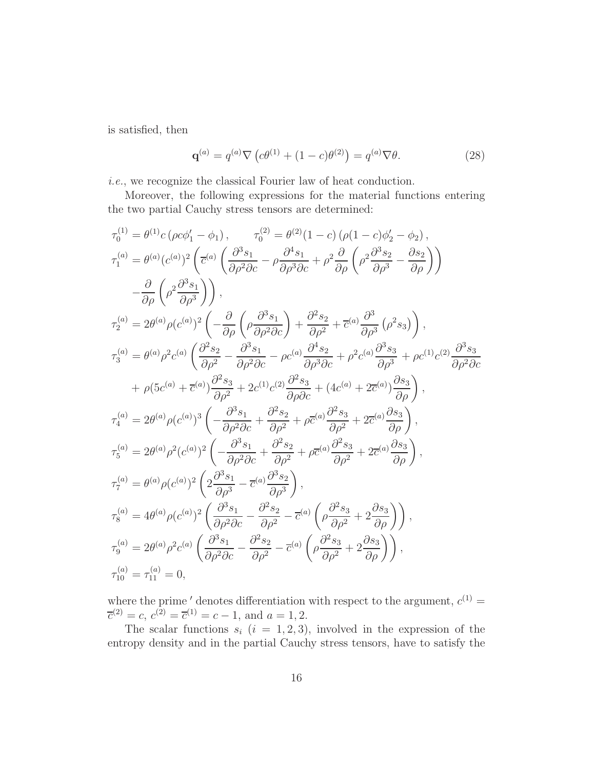is satisfied, then

$$\mathbf{q}^{(a)} = q^{(a)}\nabla\left(c\theta^{(1)} + (1-c)\theta^{(2)}\right) = q^{(a)}\nabla\theta. \tag{28}$$

*i.e.*, we recognize the classical Fourier law of heat conduction.

Moreover, the following expressions for the material functions entering the two partial Cauchy stress tensors are determined:

$$
\begin{aligned}
\tau_0^{(1)} &= \theta^{(1)}c\left(\rho c\phi_1' - \phi_1\right), \qquad \tau_0^{(2)} = \theta^{(2)}(1-c)\left(\rho(1-c)\phi_2' - \phi_2\right),\\
\tau_1^{(a)} &= \theta^{(a)}(c^{(a)})^2\left(\overline{c}^{(a)}\left(\frac{\partial^3 s_1}{\partial\rho^2\partial c} - \rho\frac{\partial^4 s_1}{\partial\rho^3\partial c} + \rho^2\frac{\partial}{\partial\rho}\left(\rho^2\frac{\partial^3 s_2}{\partial\rho^3} - \frac{\partial s_2}{\partial\rho}\right)\right)\right.\\
&\quad\left. -\frac{\partial}{\partial\rho}\left(\rho^2\frac{\partial^3 s_1}{\partial\rho^3}\right)\right),\\
\tau_2^{(a)} &= 2\theta^{(a)}\rho(c^{(a)})^2\left(-\frac{\partial}{\partial\rho}\left(\rho\frac{\partial^3 s_1}{\partial\rho^2\partial c}\right) + \frac{\partial^2 s_2}{\partial\rho^2} + \overline{c}^{(a)}\frac{\partial^3}{\partial\rho^3}\left(\rho^2 s_3\right)\right),\\
\tau_3^{(a)} &= \theta^{(a)}\rho^2c^{(a)}\left(\frac{\partial^2 s_2}{\partial\rho^2} - \frac{\partial^3 s_1}{\partial\rho^2\partial c} - \rho c^{(a)}\frac{\partial^4 s_2}{\partial\rho^3\partial c} + \rho^2 c^{(a)}\frac{\partial^3 s_3}{\partial\rho^3} + \rho c^{(1)}c^{(2)}\frac{\partial^3 s_3}{\partial\rho^2\partial c}\right.\\
&\quad\left. + \rho(5c^{(a)} + \overline{c}^{(a)})\frac{\partial^2 s_3}{\partial\rho^2} + 2c^{(1)}c^{(2)}\frac{\partial^2 s_3}{\partial\rho\partial c} + (4c^{(a)} + 2\overline{c}^{(a)})\frac{\partial s_3}{\partial\rho}\right),\\
\tau_4^{(a)} &= 2\theta^{(a)}\rho(c^{(a)})^3\left(-\frac{\partial^3 s_1}{\partial\rho^2\partial c} + \frac{\partial^2 s_2}{\partial\rho^2} + \rho\overline{c}^{(a)}\frac{\partial^2 s_3}{\partial\rho^2} + 2\overline{c}^{(a)}\frac{\partial s_3}{\partial\rho}\right),\\
\tau_5^{(a)} &= 2\theta^{(a)}\rho^2(c^{(a)})^2\left(-\frac{\partial^3 s_1}{\partial\rho^2\partial c} + \frac{\partial^2 s_2}{\partial\rho^2} + \rho\overline{c}^{(a)}\frac{\partial^2 s_3}{\partial\rho^2} + 2\overline{c}^{(a)}\frac{\partial s_3}{\partial\rho}\right),\\
\tau_7^{(a)} &= \theta^{(a)}\rho(c^{(a)})^2\left(2\frac{\partial^3 s_1}{\partial\rho^3} - \overline{c}^{(a)}\frac{\partial^3 s_2}{\partial\rho^3}\right),\\
\tau_8^{(a)} &= 4\theta^{(a)}\rho(c^{(a)})^2\left(\frac{\partial^3 s_1}{\partial\rho^2\partial c} - \frac{\partial^2 s_2}{\partial\rho^2} - \overline{c}^{(a)}\left(\rho\frac{\partial^2 s_3}{\partial\rho^2} + 2\frac{\partial s_3}{\partial\rho}\right)\right),\\
\tau_9^{(a)} &= 2\theta^{(a)}\rho^2c^{(a)}\left(\frac{\partial^3 s_1}{\partial\rho^2\partial c} - \frac{\partial^2 s_2}{\partial\rho^2} - \overline{c}^{(a)}\left(\rho\frac{\partial^2 s_3}{\partial\rho^2} + 2\frac{\partial s_3}{\partial\rho}\right)\right),\\
\tau_{10}^{(a)} &= \tau_{11}^{(a)} = 0,
\end{aligned}
$$

where the prime $'$ denotes differentiation with respect to the argument, $c^{(1)} = \overline{c}^{(2)} = c$, $c^{(2)} = \overline{c}^{(1)} = c - 1$, and $a = 1, 2$.

The scalar functions $s_i$ ($i = 1, 2, 3$), involved in the expression of the entropy density and in the partial Cauchy stress tensors, have to satisfy the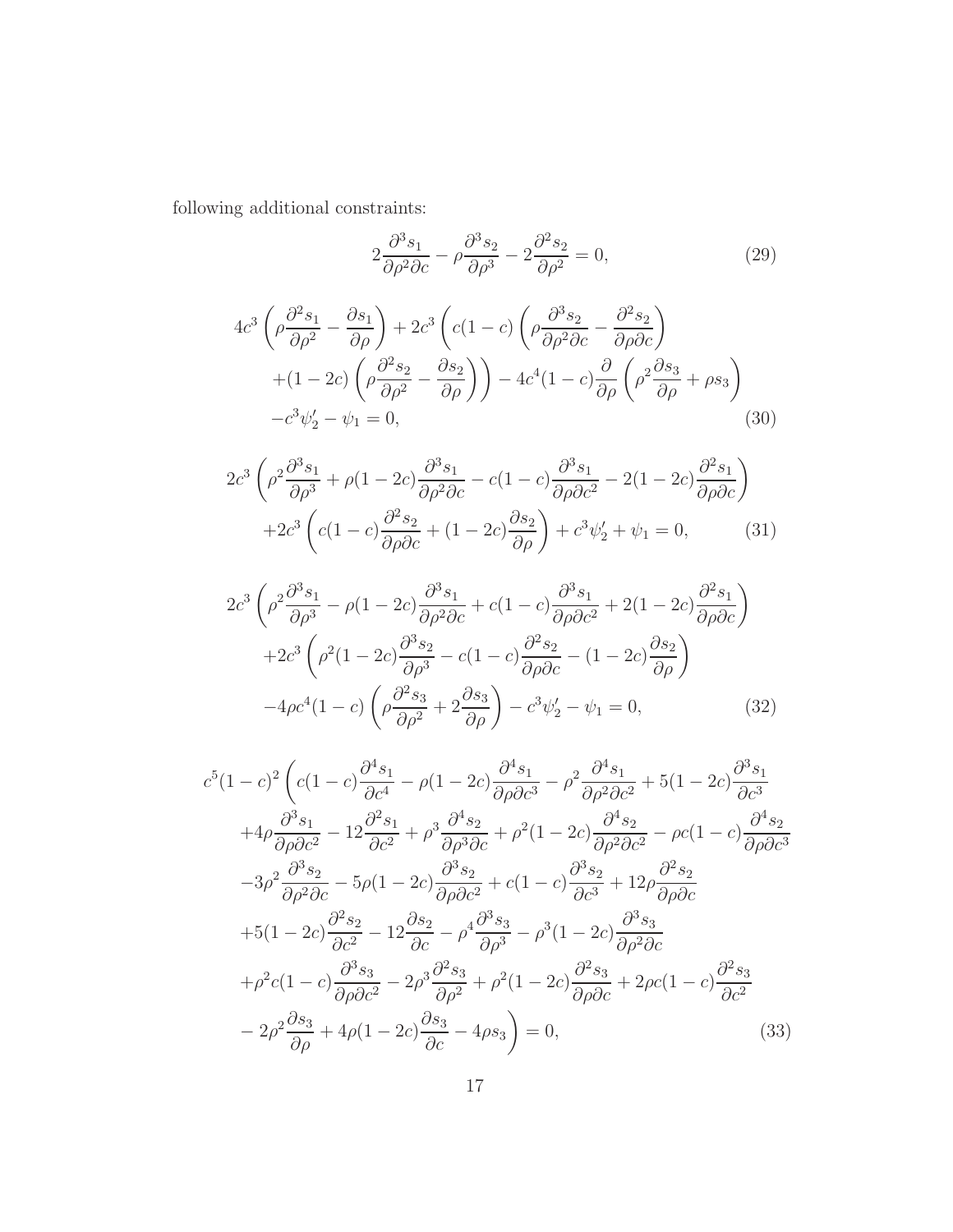following additional constraints:

$$2\frac{\partial^3 s_1}{\partial\rho^2\partial c} - \rho\frac{\partial^3 s_2}{\partial\rho^3} - 2\frac{\partial^2 s_2}{\partial\rho^2} = 0, \tag{29}$$

$$\begin{aligned}
&4c^3\left(\rho\frac{\partial^2 s_1}{\partial\rho^2} - \frac{\partial s_1}{\partial\rho}\right) + 2c^3\left(c(1-c)\left(\rho\frac{\partial^3 s_2}{\partial\rho^2\partial c} - \frac{\partial^2 s_2}{\partial\rho\partial c}\right)\right.\\
&\quad\left.+(1-2c)\left(\rho\frac{\partial^2 s_2}{\partial\rho^2} - \frac{\partial s_2}{\partial\rho}\right)\right) - 4c^4(1-c)\frac{\partial}{\partial\rho}\left(\rho^2\frac{\partial s_3}{\partial\rho} + \rho s_3\right)\\
&\quad-c^3\psi_2' - \psi_1 = 0,
\end{aligned} \tag{30}$$

$$\begin{aligned}
&2c^3\left(\rho^2\frac{\partial^3 s_1}{\partial\rho^3} + \rho(1-2c)\frac{\partial^3 s_1}{\partial\rho^2\partial c} - c(1-c)\frac{\partial^3 s_1}{\partial\rho\partial c^2} - 2(1-2c)\frac{\partial^2 s_1}{\partial\rho\partial c}\right)\\
&\quad+2c^3\left(c(1-c)\frac{\partial^2 s_2}{\partial\rho\partial c} + (1-2c)\frac{\partial s_2}{\partial\rho}\right) + c^3\psi_2' + \psi_1 = 0,
\end{aligned} \tag{31}$$

$$\begin{aligned}
&2c^3\left(\rho^2\frac{\partial^3 s_1}{\partial\rho^3} - \rho(1-2c)\frac{\partial^3 s_1}{\partial\rho^2\partial c} + c(1-c)\frac{\partial^3 s_1}{\partial\rho\partial c^2} + 2(1-2c)\frac{\partial^2 s_1}{\partial\rho\partial c}\right)\\
&\quad+2c^3\left(\rho^2(1-2c)\frac{\partial^3 s_2}{\partial\rho^3} - c(1-c)\frac{\partial^2 s_2}{\partial\rho\partial c} - (1-2c)\frac{\partial s_2}{\partial\rho}\right)\\
&\quad-4\rho c^4(1-c)\left(\rho\frac{\partial^2 s_3}{\partial\rho^2} + 2\frac{\partial s_3}{\partial\rho}\right) - c^3\psi_2' - \psi_1 = 0,
\end{aligned} \tag{32}$$

$$\begin{aligned}
&c^5(1-c)^2\left(c(1-c)\frac{\partial^4 s_1}{\partial c^4} - \rho(1-2c)\frac{\partial^4 s_1}{\partial\rho\partial c^3} - \rho^2\frac{\partial^4 s_1}{\partial\rho^2\partial c^2} + 5(1-2c)\frac{\partial^3 s_1}{\partial c^3}\right.\\
&\quad+4\rho\frac{\partial^3 s_1}{\partial\rho\partial c^2} - 12\frac{\partial^2 s_1}{\partial c^2} + \rho^3\frac{\partial^4 s_2}{\partial\rho^3\partial c} + \rho^2(1-2c)\frac{\partial^4 s_2}{\partial\rho^2\partial c^2} - \rho c(1-c)\frac{\partial^4 s_2}{\partial\rho\partial c^3}\\
&\quad-3\rho^2\frac{\partial^3 s_2}{\partial\rho^2\partial c} - 5\rho(1-2c)\frac{\partial^3 s_2}{\partial\rho\partial c^2} + c(1-c)\frac{\partial^3 s_2}{\partial c^3} + 12\rho\frac{\partial^2 s_2}{\partial\rho\partial c}\\
&\quad+5(1-2c)\frac{\partial^2 s_2}{\partial c^2} - 12\frac{\partial s_2}{\partial c} - \rho^4\frac{\partial^3 s_3}{\partial\rho^3} - \rho^3(1-2c)\frac{\partial^3 s_3}{\partial\rho^2\partial c}\\
&\quad+\rho^2 c(1-c)\frac{\partial^3 s_3}{\partial\rho\partial c^2} - 2\rho^3\frac{\partial^2 s_3}{\partial\rho^2} + \rho^2(1-2c)\frac{\partial^2 s_3}{\partial\rho\partial c} + 2\rho c(1-c)\frac{\partial^2 s_3}{\partial c^2}\\
&\quad\left.-2\rho^2\frac{\partial s_3}{\partial\rho} + 4\rho(1-2c)\frac{\partial s_3}{\partial c} - 4\rho s_3\right) = 0,
\end{aligned} \tag{33}$$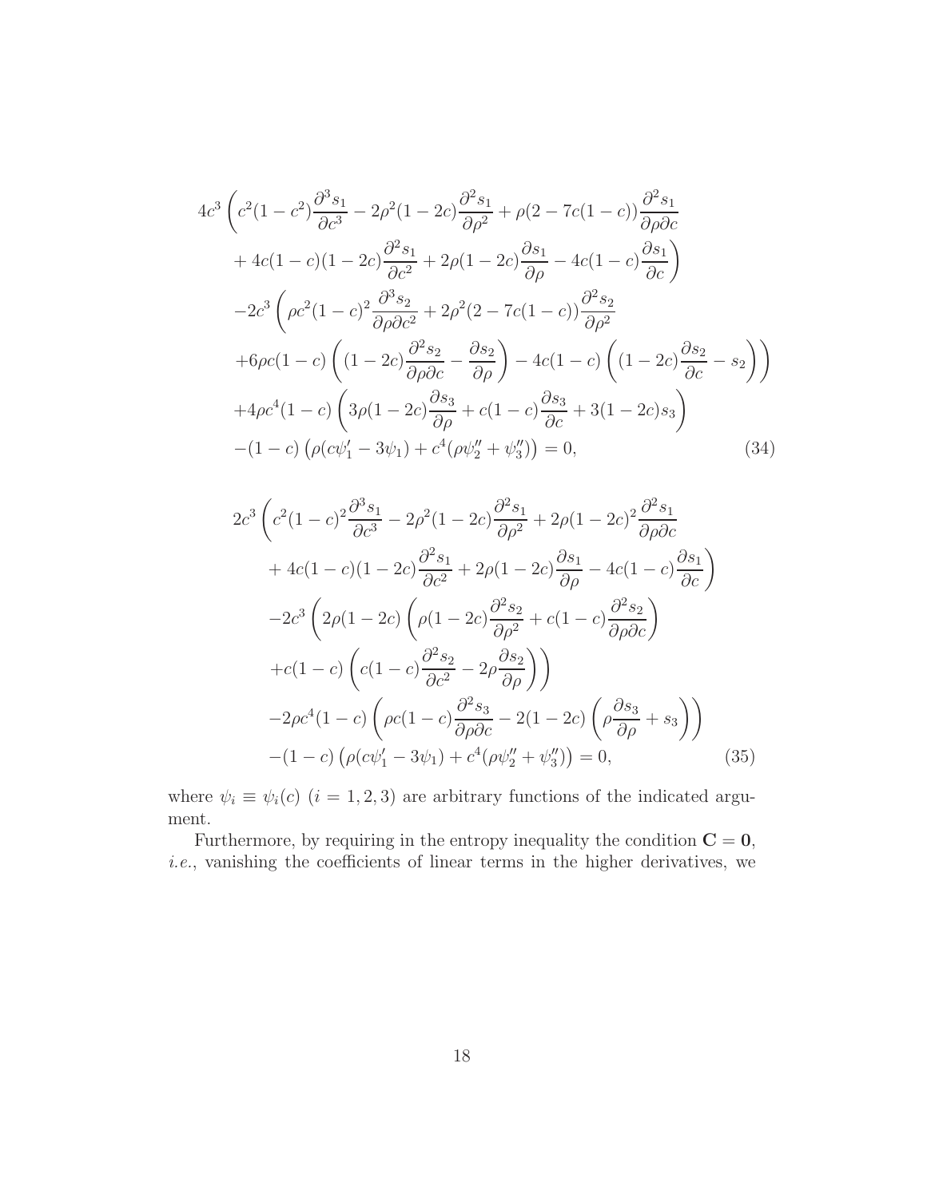$$
\begin{aligned}
&4c^3\left(c^2(1-c^2)\frac{\partial^3 s_1}{\partial c^3} - 2\rho^2(1-2c)\frac{\partial^2 s_1}{\partial \rho^2} + \rho(2-7c(1-c))\frac{\partial^2 s_1}{\partial \rho \partial c}\right.\\
&\quad\left. + 4c(1-c)(1-2c)\frac{\partial^2 s_1}{\partial c^2} + 2\rho(1-2c)\frac{\partial s_1}{\partial \rho} - 4c(1-c)\frac{\partial s_1}{\partial c}\right)\\
&-2c^3\left(\rho c^2(1-c)^2\frac{\partial^3 s_2}{\partial \rho \partial c^2} + 2\rho^2(2-7c(1-c))\frac{\partial^2 s_2}{\partial \rho^2}\right.\\
&\left.+6\rho c(1-c)\left((1-2c)\frac{\partial^2 s_2}{\partial \rho \partial c} - \frac{\partial s_2}{\partial \rho}\right) - 4c(1-c)\left((1-2c)\frac{\partial s_2}{\partial c} - s_2\right)\right)\\
&+4\rho c^4(1-c)\left(3\rho(1-2c)\frac{\partial s_3}{\partial \rho} + c(1-c)\frac{\partial s_3}{\partial c} + 3(1-2c)s_3\right)\\
&-(1-c)\left(\rho(c\psi_1' - 3\psi_1) + c^4(\rho\psi_2'' + \psi_3'')\right) = 0, \qquad (34)
\end{aligned}
$$

$$
\begin{aligned}
&2c^3\left(c^2(1-c)^2\frac{\partial^3 s_1}{\partial c^3} - 2\rho^2(1-2c)\frac{\partial^2 s_1}{\partial \rho^2} + 2\rho(1-2c)^2\frac{\partial^2 s_1}{\partial \rho \partial c}\right.\\
&\quad\left. + 4c(1-c)(1-2c)\frac{\partial^2 s_1}{\partial c^2} + 2\rho(1-2c)\frac{\partial s_1}{\partial \rho} - 4c(1-c)\frac{\partial s_1}{\partial c}\right)\\
&-2c^3\left(2\rho(1-2c)\left(\rho(1-2c)\frac{\partial^2 s_2}{\partial \rho^2} + c(1-c)\frac{\partial^2 s_2}{\partial \rho \partial c}\right)\right.\\
&\left.+c(1-c)\left(c(1-c)\frac{\partial^2 s_2}{\partial c^2} - 2\rho\frac{\partial s_2}{\partial \rho}\right)\right)\\
&-2\rho c^4(1-c)\left(\rho c(1-c)\frac{\partial^2 s_3}{\partial \rho \partial c} - 2(1-2c)\left(\rho\frac{\partial s_3}{\partial \rho} + s_3\right)\right)\\
&-(1-c)\left(\rho(c\psi_1' - 3\psi_1) + c^4(\rho\psi_2'' + \psi_3'')\right) = 0, \qquad (35)
\end{aligned}
$$

where $\psi_i \equiv \psi_i(c)$ $(i = 1, 2, 3)$ are arbitrary functions of the indicated argument.

Furthermore, by requiring in the entropy inequality the condition $\mathbf{C} = \mathbf{0}$, *i.e.*, vanishing the coefficients of linear terms in the higher derivatives, we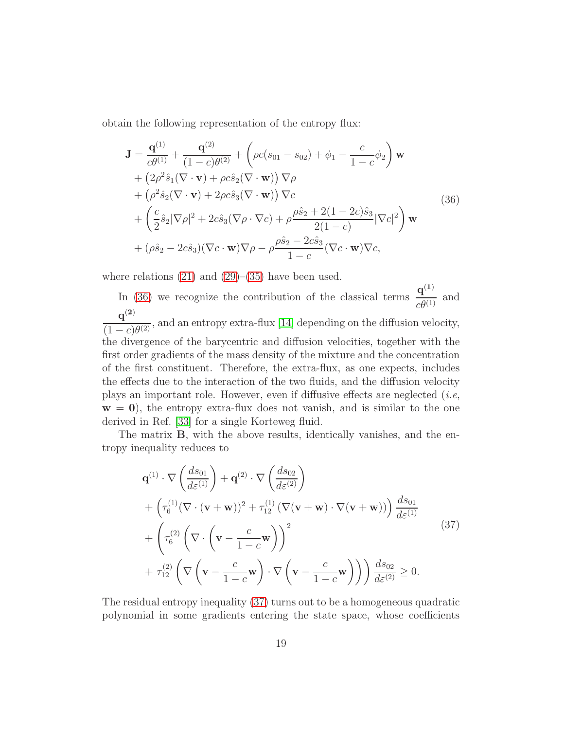obtain the following representation of the entropy flux:

$$
\begin{aligned}
\mathbf{J} = & \frac{\mathbf{q}^{(1)}}{c\theta^{(1)}} + \frac{\mathbf{q}^{(2)}}{(1-c)\theta^{(2)}} + \left(\rho c(s_{01} - s_{02}) + \phi_1 - \frac{c}{1-c}\phi_2\right)\mathbf{w} \\
& + \left(2\rho^2 \hat{s}_1 (\nabla \cdot \mathbf{v}) + \rho c \hat{s}_2 (\nabla \cdot \mathbf{w})\right)\nabla\rho \\
& + \left(\rho^2 \hat{s}_2 (\nabla \cdot \mathbf{v}) + 2\rho c \hat{s}_3 (\nabla \cdot \mathbf{w})\right)\nabla c \\
& + \left(\frac{c}{2}\hat{s}_2 |\nabla\rho|^2 + 2c\hat{s}_3 (\nabla\rho \cdot \nabla c) + \rho\frac{\rho\hat{s}_2 + 2(1-2c)\hat{s}_3}{2(1-c)}|\nabla c|^2\right)\mathbf{w} \\
& + (\rho\hat{s}_2 - 2c\hat{s}_3)(\nabla c \cdot \mathbf{w})\nabla\rho - \rho\frac{\rho\hat{s}_2 - 2c\hat{s}_3}{1-c}(\nabla c \cdot \mathbf{w})\nabla c,
\end{aligned}
\tag{36}
$$

where relations (21) and (29)–(35) have been used.

In (36) we recognize the contribution of the classical terms $\dfrac{\mathbf{q}^{(1)}}{c\theta^{(1)}}$ and $\dfrac{\mathbf{q}^{(2)}}{(1-c)\theta^{(2)}}$, and an entropy extra-flux [14] depending on the diffusion velocity, the divergence of the barycentric and diffusion velocities, together with the first order gradients of the mass density of the mixture and the concentration of the first constituent. Therefore, the extra-flux, as one expects, includes the effects due to the interaction of the two fluids, and the diffusion velocity plays an important role. However, even if diffusive effects are neglected (*i.e*, $\mathbf{w} = \mathbf{0}$), the entropy extra-flux does not vanish, and is similar to the one derived in Ref. [33] for a single Korteweg fluid.

The matrix $\mathbf{B}$, with the above results, identically vanishes, and the entropy inequality reduces to

$$
\begin{aligned}
& \mathbf{q}^{(1)} \cdot \nabla\left(\frac{ds_{01}}{d\varepsilon^{(1)}}\right) + \mathbf{q}^{(2)} \cdot \nabla\left(\frac{ds_{02}}{d\varepsilon^{(2)}}\right) \\
& + \left(\tau_6^{(1)} (\nabla \cdot (\mathbf{v} + \mathbf{w}))^2 + \tau_{12}^{(1)} \left(\nabla(\mathbf{v} + \mathbf{w}) \cdot \nabla(\mathbf{v} + \mathbf{w})\right)\right)\frac{ds_{01}}{d\varepsilon^{(1)}} \\
& + \left(\tau_6^{(2)} \left(\nabla \cdot \left(\mathbf{v} - \frac{c}{1-c}\mathbf{w}\right)\right)^2\right. \\
& \left. + \tau_{12}^{(2)} \left(\nabla\left(\mathbf{v} - \frac{c}{1-c}\mathbf{w}\right) \cdot \nabla\left(\mathbf{v} - \frac{c}{1-c}\mathbf{w}\right)\right)\right)\frac{ds_{02}}{d\varepsilon^{(2)}} \geq 0.
\end{aligned}
\tag{37}
$$

The residual entropy inequality (37) turns out to be a homogeneous quadratic polynomial in some gradients entering the state space, whose coefficients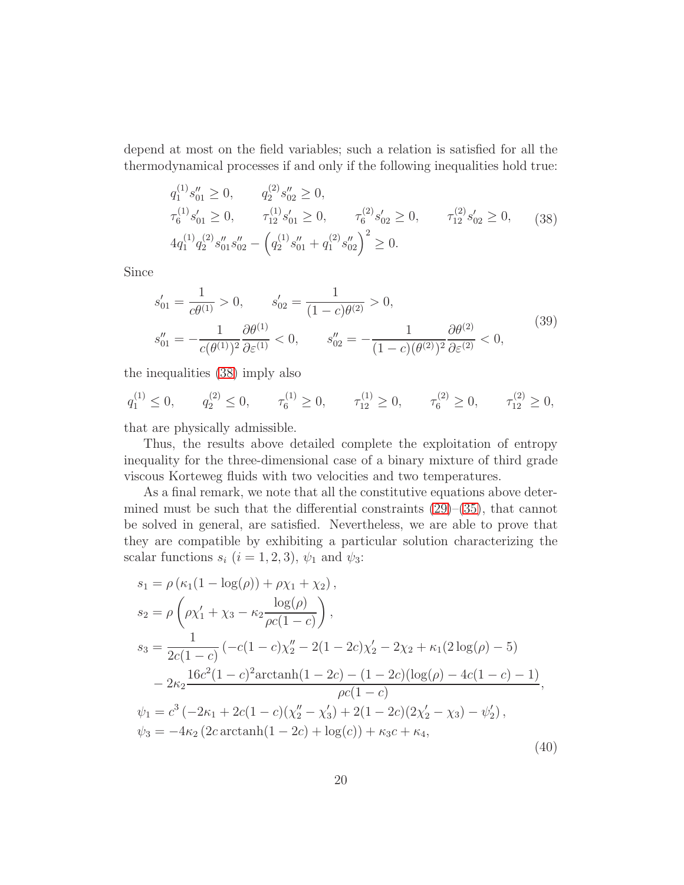depend at most on the field variables; such a relation is satisfied for all the thermodynamical processes if and only if the following inequalities hold true:

$$
\begin{aligned}
&q_1^{(1)} s''_{01} \geq 0, \qquad q_2^{(2)} s''_{02} \geq 0, \\
&\tau_6^{(1)} s'_{01} \geq 0, \qquad \tau_{12}^{(1)} s'_{01} \geq 0, \qquad \tau_6^{(2)} s'_{02} \geq 0, \qquad \tau_{12}^{(2)} s'_{02} \geq 0, \\
&4 q_1^{(1)} q_2^{(2)} s''_{01} s''_{02} - \left( q_2^{(1)} s''_{01} + q_1^{(2)} s''_{02} \right)^2 \geq 0.
\end{aligned}
\tag{38}
$$

Since

$$
\begin{aligned}
&s'_{01} = \frac{1}{c\theta^{(1)}} > 0, \qquad s'_{02} = \frac{1}{(1-c)\theta^{(2)}} > 0, \\
&s''_{01} = -\frac{1}{c(\theta^{(1)})^2} \frac{\partial \theta^{(1)}}{\partial \varepsilon^{(1)}} < 0, \qquad s''_{02} = -\frac{1}{(1-c)(\theta^{(2)})^2} \frac{\partial \theta^{(2)}}{\partial \varepsilon^{(2)}} < 0,
\end{aligned}
\tag{39}
$$

the inequalities (38) imply also

$$
q_1^{(1)} \leq 0, \qquad q_2^{(2)} \leq 0, \qquad \tau_6^{(1)} \geq 0, \qquad \tau_{12}^{(1)} \geq 0, \qquad \tau_6^{(2)} \geq 0, \qquad \tau_{12}^{(2)} \geq 0,
$$

that are physically admissible.

Thus, the results above detailed complete the exploitation of entropy inequality for the three-dimensional case of a binary mixture of third grade viscous Korteweg fluids with two velocities and two temperatures.

As a final remark, we note that all the constitutive equations above determined must be such that the differential constraints (29)–(35), that cannot be solved in general, are satisfied. Nevertheless, we are able to prove that they are compatible by exhibiting a particular solution characterizing the scalar functions $s_i$ $(i = 1, 2, 3)$, $\psi_1$ and $\psi_3$:

$$
\begin{aligned}
s_1 &= \rho \left( \kappa_1 (1 - \log(\rho)) + \rho \chi_1 + \chi_2 \right), \\
s_2 &= \rho \left( \rho \chi'_1 + \chi_3 - \kappa_2 \frac{\log(\rho)}{\rho c(1-c)} \right), \\
s_3 &= \frac{1}{2c(1-c)} \left( -c(1-c)\chi''_2 - 2(1-2c)\chi'_2 - 2\chi_2 + \kappa_1(2\log(\rho) - 5) \right. \\
&\quad \left. - 2\kappa_2 \frac{16c^2(1-c)^2 \operatorname{arctanh}(1-2c) - (1-2c)(\log(\rho) - 4c(1-c) - 1)}{\rho c(1-c)} \right), \\
\psi_1 &= c^3 \left( -2\kappa_1 + 2c(1-c)(\chi''_2 - \chi'_3) + 2(1-2c)(2\chi'_2 - \chi_3) - \psi'_2 \right), \\
\psi_3 &= -4\kappa_2 \left( 2c \operatorname{arctanh}(1-2c) + \log(c) \right) + \kappa_3 c + \kappa_4,
\end{aligned}
\tag{40}
$$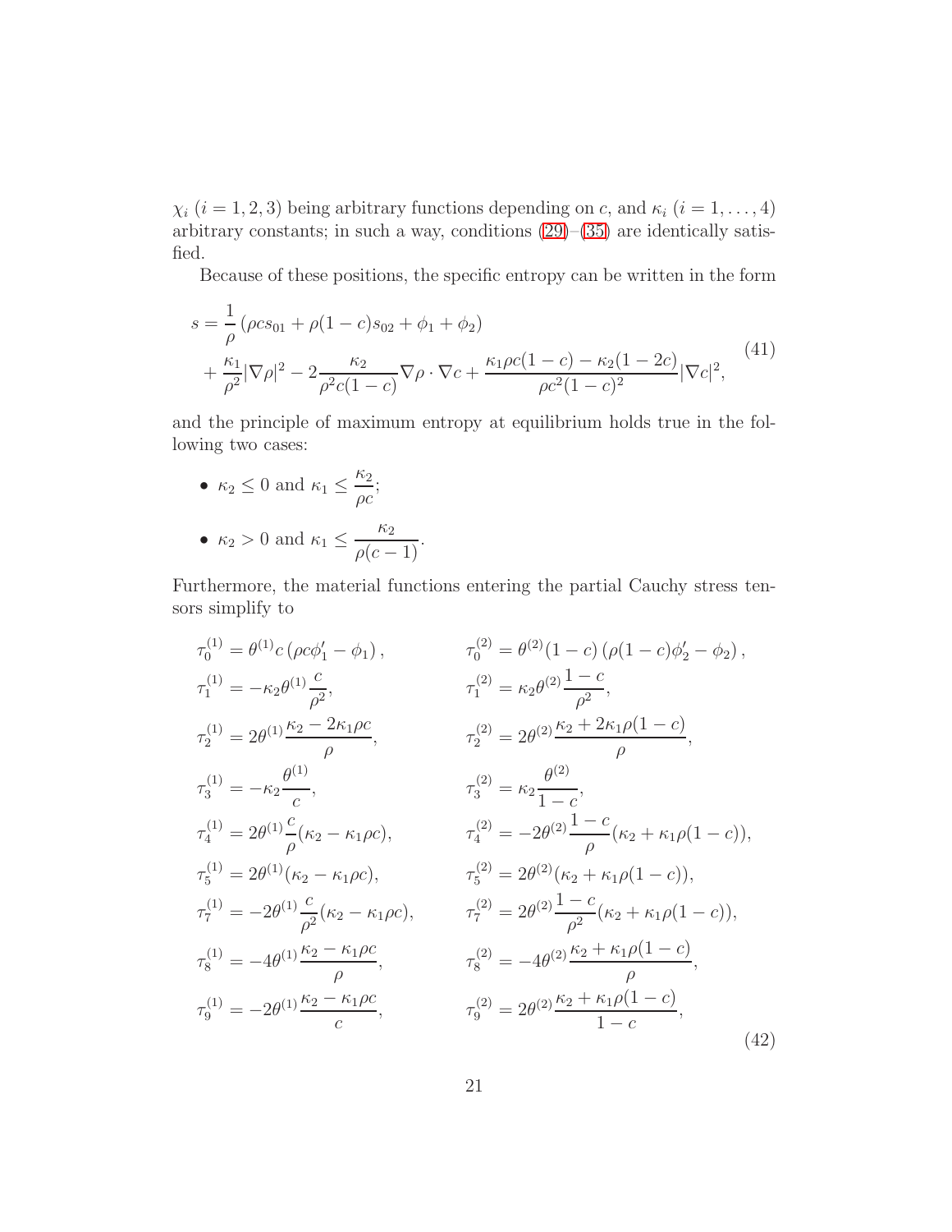$\chi_i$ ($i = 1, 2, 3$) being arbitrary functions depending on $c$, and $\kappa_i$ ($i = 1, \ldots, 4$) arbitrary constants; in such a way, conditions (29)–(35) are identically satisfied.

Because of these positions, the specific entropy can be written in the form

$$
\begin{aligned}
s = {} & \frac{1}{\rho}\left(\rho c s_{01} + \rho(1-c)s_{02} + \phi_1 + \phi_2\right) \\
& + \frac{\kappa_1}{\rho^2}|\nabla\rho|^2 - 2\frac{\kappa_2}{\rho^2 c(1-c)}\nabla\rho\cdot\nabla c + \frac{\kappa_1\rho c(1-c) - \kappa_2(1-2c)}{\rho c^2(1-c)^2}|\nabla c|^2,
\end{aligned}
\tag{41}
$$

and the principle of maximum entropy at equilibrium holds true in the following two cases:

- $\kappa_2 \leq 0$ and $\kappa_1 \leq \dfrac{\kappa_2}{\rho c}$;
- $\kappa_2 > 0$ and $\kappa_1 \leq \dfrac{\kappa_2}{\rho(c-1)}$.

Furthermore, the material functions entering the partial Cauchy stress tensors simplify to

$$
\begin{aligned}
\tau_0^{(1)} &= \theta^{(1)} c\left(\rho c\phi_1' - \phi_1\right), & \tau_0^{(2)} &= \theta^{(2)}(1-c)\left(\rho(1-c)\phi_2' - \phi_2\right), \\
\tau_1^{(1)} &= -\kappa_2\theta^{(1)}\frac{c}{\rho^2}, & \tau_1^{(2)} &= \kappa_2\theta^{(2)}\frac{1-c}{\rho^2}, \\
\tau_2^{(1)} &= 2\theta^{(1)}\frac{\kappa_2 - 2\kappa_1\rho c}{\rho}, & \tau_2^{(2)} &= 2\theta^{(2)}\frac{\kappa_2 + 2\kappa_1\rho(1-c)}{\rho}, \\
\tau_3^{(1)} &= -\kappa_2\frac{\theta^{(1)}}{c}, & \tau_3^{(2)} &= \kappa_2\frac{\theta^{(2)}}{1-c}, \\
\tau_4^{(1)} &= 2\theta^{(1)}\frac{c}{\rho}(\kappa_2 - \kappa_1\rho c), & \tau_4^{(2)} &= -2\theta^{(2)}\frac{1-c}{\rho}(\kappa_2 + \kappa_1\rho(1-c)), \\
\tau_5^{(1)} &= 2\theta^{(1)}(\kappa_2 - \kappa_1\rho c), & \tau_5^{(2)} &= 2\theta^{(2)}(\kappa_2 + \kappa_1\rho(1-c)), \\
\tau_7^{(1)} &= -2\theta^{(1)}\frac{c}{\rho^2}(\kappa_2 - \kappa_1\rho c), & \tau_7^{(2)} &= 2\theta^{(2)}\frac{1-c}{\rho^2}(\kappa_2 + \kappa_1\rho(1-c)), \\
\tau_8^{(1)} &= -4\theta^{(1)}\frac{\kappa_2 - \kappa_1\rho c}{\rho}, & \tau_8^{(2)} &= -4\theta^{(2)}\frac{\kappa_2 + \kappa_1\rho(1-c)}{\rho}, \\
\tau_9^{(1)} &= -2\theta^{(1)}\frac{\kappa_2 - \kappa_1\rho c}{c}, & \tau_9^{(2)} &= 2\theta^{(2)}\frac{\kappa_2 + \kappa_1\rho(1-c)}{1-c},
\end{aligned}
\tag{42}
$$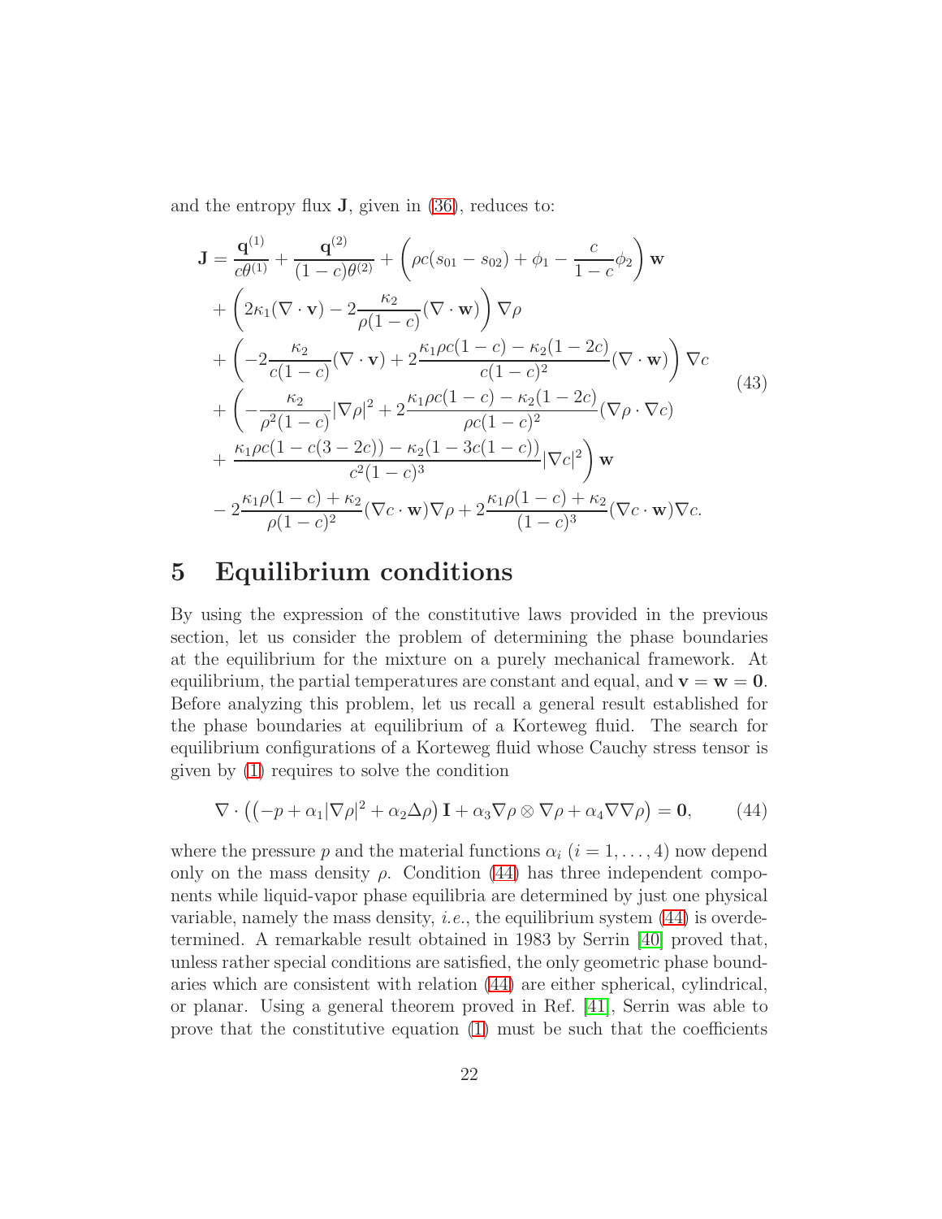and the entropy flux $\mathbf{J}$, given in (36), reduces to:

$$
\begin{aligned}
\mathbf{J} &= \frac{\mathbf{q}^{(1)}}{c\theta^{(1)}} + \frac{\mathbf{q}^{(2)}}{(1-c)\theta^{(2)}} + \left(\rho c(s_{01} - s_{02}) + \phi_1 - \frac{c}{1-c}\phi_2\right)\mathbf{w} \\
&+ \left(2\kappa_1(\nabla\cdot\mathbf{v}) - 2\frac{\kappa_2}{\rho(1-c)}(\nabla\cdot\mathbf{w})\right)\nabla\rho \\
&+ \left(-2\frac{\kappa_2}{c(1-c)}(\nabla\cdot\mathbf{v}) + 2\frac{\kappa_1\rho c(1-c) - \kappa_2(1-2c)}{c(1-c)^2}(\nabla\cdot\mathbf{w})\right)\nabla c \\
&+ \left(-\frac{\kappa_2}{\rho^2(1-c)}|\nabla\rho|^2 + 2\frac{\kappa_1\rho c(1-c) - \kappa_2(1-2c)}{\rho c(1-c)^2}(\nabla\rho\cdot\nabla c)\right. \\
&+ \left.\frac{\kappa_1\rho c(1-c(3-2c)) - \kappa_2(1-3c(1-c))}{c^2(1-c)^3}|\nabla c|^2\right)\mathbf{w} \\
&- 2\frac{\kappa_1\rho(1-c)+\kappa_2}{\rho(1-c)^2}(\nabla c\cdot\mathbf{w})\nabla\rho + 2\frac{\kappa_1\rho(1-c)+\kappa_2}{(1-c)^3}(\nabla c\cdot\mathbf{w})\nabla c.
\end{aligned}
\tag{43}
$$

# 5 Equilibrium conditions

By using the expression of the constitutive laws provided in the previous section, let us consider the problem of determining the phase boundaries at the equilibrium for the mixture on a purely mechanical framework. At equilibrium, the partial temperatures are constant and equal, and $\mathbf{v} = \mathbf{w} = \mathbf{0}$. Before analyzing this problem, let us recall a general result established for the phase boundaries at equilibrium of a Korteweg fluid. The search for equilibrium configurations of a Korteweg fluid whose Cauchy stress tensor is given by (1) requires to solve the condition

$$
\nabla\cdot\left(\left(-p + \alpha_1|\nabla\rho|^2 + \alpha_2\Delta\rho\right)\mathbf{I} + \alpha_3\nabla\rho\otimes\nabla\rho + \alpha_4\nabla\nabla\rho\right) = \mathbf{0}, \tag{44}
$$

where the pressure $p$ and the material functions $\alpha_i$ ($i = 1, \ldots, 4$) now depend only on the mass density $\rho$. Condition (44) has three independent components while liquid-vapor phase equilibria are determined by just one physical variable, namely the mass density, *i.e.*, the equilibrium system (44) is overdetermined. A remarkable result obtained in 1983 by Serrin [40] proved that, unless rather special conditions are satisfied, the only geometric phase boundaries which are consistent with relation (44) are either spherical, cylindrical, or planar. Using a general theorem proved in Ref. [41], Serrin was able to prove that the constitutive equation (1) must be such that the coefficients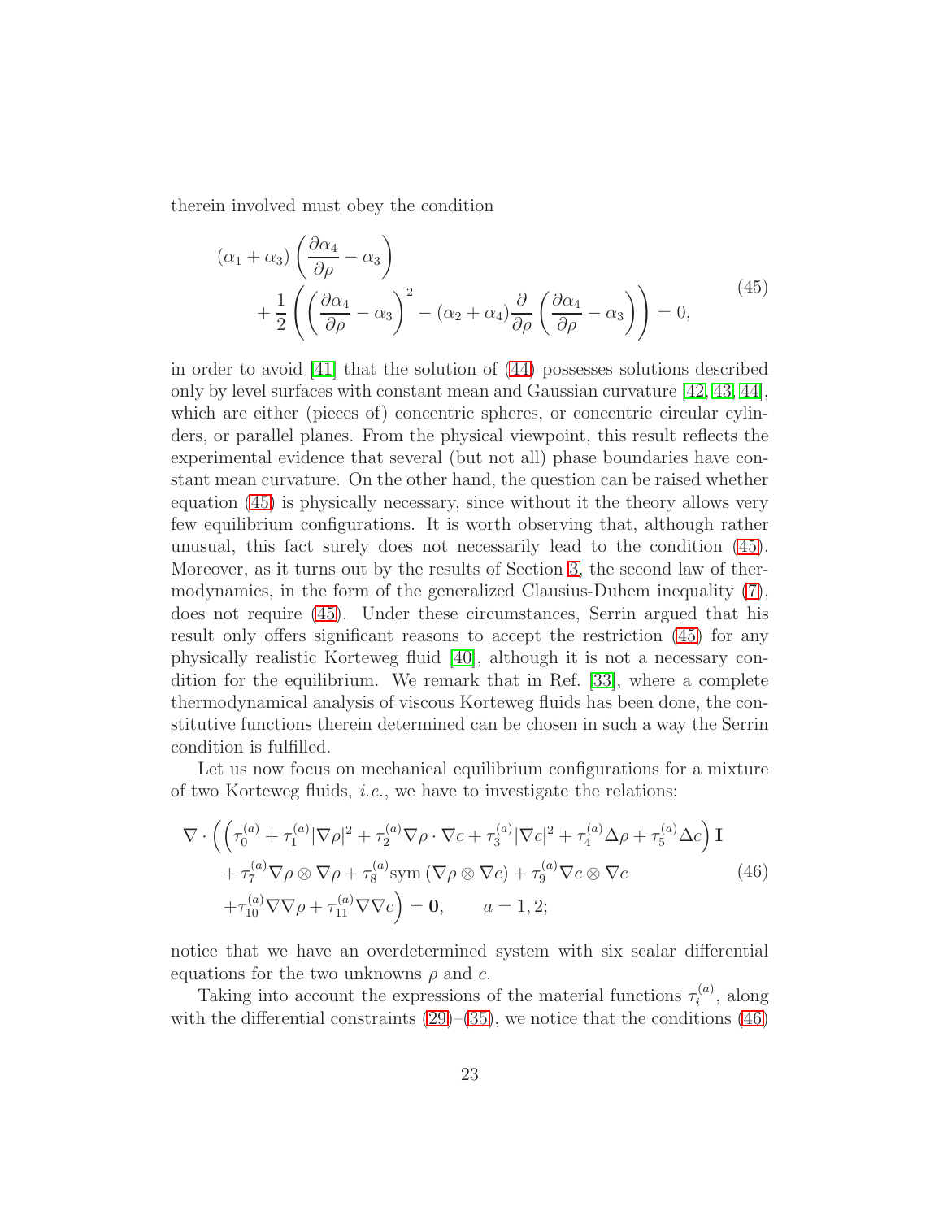therein involved must obey the condition

$$
\begin{aligned}
&(\alpha_1 + \alpha_3)\left(\frac{\partial \alpha_4}{\partial \rho} - \alpha_3\right) \\
&\qquad + \frac{1}{2}\left(\left(\frac{\partial \alpha_4}{\partial \rho} - \alpha_3\right)^2 - (\alpha_2 + \alpha_4)\frac{\partial}{\partial \rho}\left(\frac{\partial \alpha_4}{\partial \rho} - \alpha_3\right)\right) = 0,
\end{aligned}
\tag{45}
$$

in order to avoid [41] that the solution of (44) possesses solutions described only by level surfaces with constant mean and Gaussian curvature [42, 43, 44], which are either (pieces of) concentric spheres, or concentric circular cylinders, or parallel planes. From the physical viewpoint, this result reflects the experimental evidence that several (but not all) phase boundaries have constant mean curvature. On the other hand, the question can be raised whether equation (45) is physically necessary, since without it the theory allows very few equilibrium configurations. It is worth observing that, although rather unusual, this fact surely does not necessarily lead to the condition (45). Moreover, as it turns out by the results of Section 3, the second law of thermodynamics, in the form of the generalized Clausius-Duhem inequality (7), does not require (45). Under these circumstances, Serrin argued that his result only offers significant reasons to accept the restriction (45) for any physically realistic Korteweg fluid [40], although it is not a necessary condition for the equilibrium. We remark that in Ref. [33], where a complete thermodynamical analysis of viscous Korteweg fluids has been done, the constitutive functions therein determined can be chosen in such a way the Serrin condition is fulfilled.

Let us now focus on mechanical equilibrium configurations for a mixture of two Korteweg fluids, *i.e.*, we have to investigate the relations:

$$
\begin{aligned}
\nabla \cdot \Big( &\Big(\tau_0^{(a)} + \tau_1^{(a)}|\nabla\rho|^2 + \tau_2^{(a)}\nabla\rho\cdot\nabla c + \tau_3^{(a)}|\nabla c|^2 + \tau_4^{(a)}\Delta\rho + \tau_5^{(a)}\Delta c\Big)\,\mathbf{I} \\
&+ \tau_7^{(a)}\nabla\rho\otimes\nabla\rho + \tau_8^{(a)}\mathrm{sym}\left(\nabla\rho\otimes\nabla c\right) + \tau_9^{(a)}\nabla c\otimes\nabla c \\
&+ \tau_{10}^{(a)}\nabla\nabla\rho + \tau_{11}^{(a)}\nabla\nabla c\Big) = \mathbf{0}, \qquad a = 1, 2;
\end{aligned}
\tag{46}
$$

notice that we have an overdetermined system with six scalar differential equations for the two unknowns $\rho$ and $c$.

Taking into account the expressions of the material functions $\tau_i^{(a)}$, along with the differential constraints (29)–(35), we notice that the conditions (46)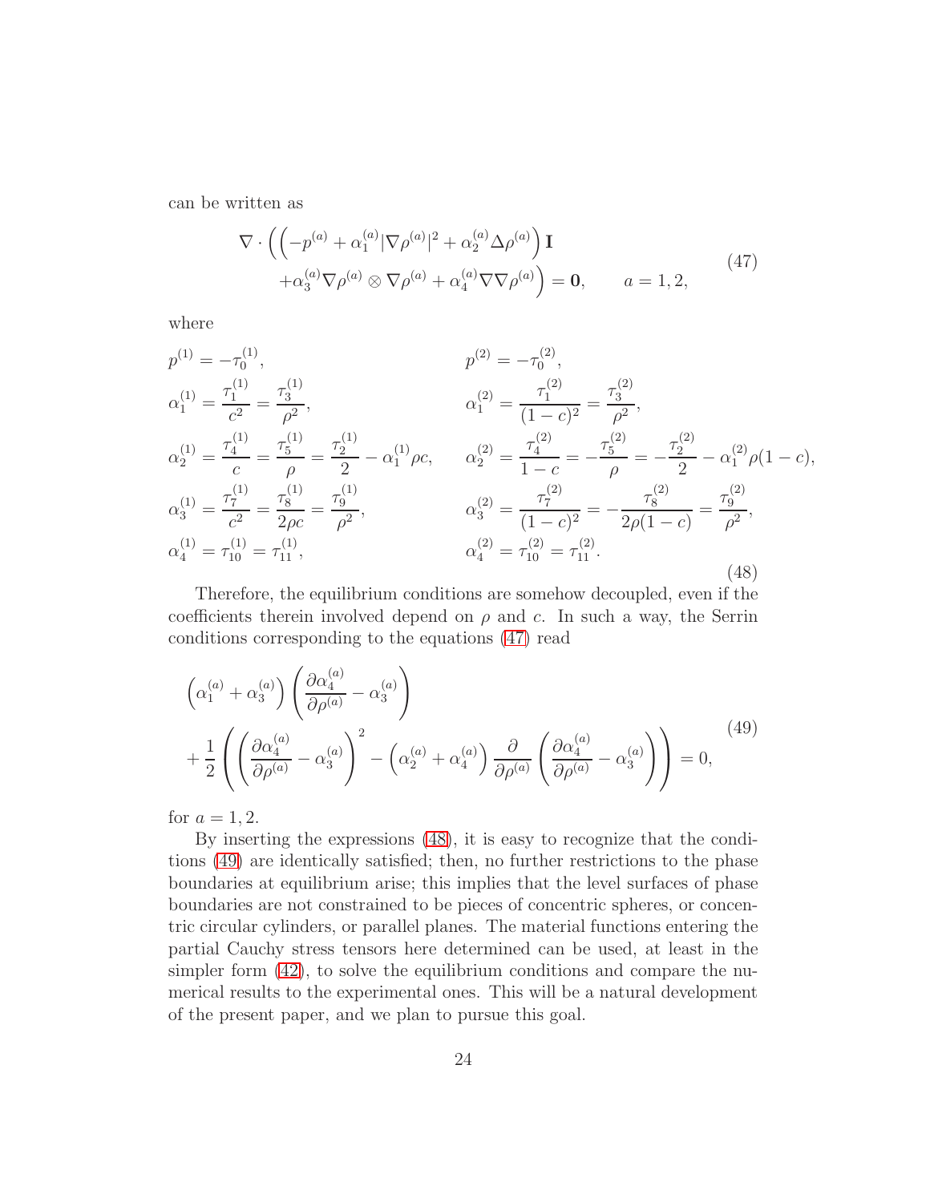can be written as

$$
\begin{aligned}
\nabla \cdot \Big( \Big( -p^{(a)} + \alpha_1^{(a)} |\nabla \rho^{(a)}|^2 + \alpha_2^{(a)} \Delta \rho^{(a)} \Big) \mathbf{I} \\
+ \alpha_3^{(a)} \nabla \rho^{(a)} \otimes \nabla \rho^{(a)} + \alpha_4^{(a)} \nabla\nabla \rho^{(a)} \Big) = \mathbf{0}, \qquad a = 1, 2,
\end{aligned}
\tag{47}
$$

where

$$
\begin{aligned}
& p^{(1)} = -\tau_0^{(1)}, && p^{(2)} = -\tau_0^{(2)}, \\
& \alpha_1^{(1)} = \frac{\tau_1^{(1)}}{c^2} = \frac{\tau_3^{(1)}}{\rho^2}, && \alpha_1^{(2)} = \frac{\tau_1^{(2)}}{(1-c)^2} = \frac{\tau_3^{(2)}}{\rho^2}, \\
& \alpha_2^{(1)} = \frac{\tau_4^{(1)}}{c} = \frac{\tau_5^{(1)}}{\rho} = \frac{\tau_2^{(1)}}{2} - \alpha_1^{(1)} \rho c, && \alpha_2^{(2)} = \frac{\tau_4^{(2)}}{1-c} = -\frac{\tau_5^{(2)}}{\rho} = -\frac{\tau_2^{(2)}}{2} - \alpha_1^{(2)} \rho (1-c), \\
& \alpha_3^{(1)} = \frac{\tau_7^{(1)}}{c^2} = \frac{\tau_8^{(1)}}{2\rho c} = \frac{\tau_9^{(1)}}{\rho^2}, && \alpha_3^{(2)} = \frac{\tau_7^{(2)}}{(1-c)^2} = -\frac{\tau_8^{(2)}}{2\rho(1-c)} = \frac{\tau_9^{(2)}}{\rho^2}, \\
& \alpha_4^{(1)} = \tau_{10}^{(1)} = \tau_{11}^{(1)}, && \alpha_4^{(2)} = \tau_{10}^{(2)} = \tau_{11}^{(2)}.
\end{aligned}
\tag{48}
$$

Therefore, the equilibrium conditions are somehow decoupled, even if the coefficients therein involved depend on $\rho$ and $c$. In such a way, the Serrin conditions corresponding to the equations (47) read

$$
\begin{aligned}
& \Big( \alpha_1^{(a)} + \alpha_3^{(a)} \Big) \left( \frac{\partial \alpha_4^{(a)}}{\partial \rho^{(a)}} - \alpha_3^{(a)} \right) \\
& + \frac{1}{2} \left( \left( \frac{\partial \alpha_4^{(a)}}{\partial \rho^{(a)}} - \alpha_3^{(a)} \right)^2 - \Big( \alpha_2^{(a)} + \alpha_4^{(a)} \Big) \frac{\partial}{\partial \rho^{(a)}} \left( \frac{\partial \alpha_4^{(a)}}{\partial \rho^{(a)}} - \alpha_3^{(a)} \right) \right) = 0,
\end{aligned}
\tag{49}
$$

for $a = 1, 2$.

By inserting the expressions (48), it is easy to recognize that the conditions (49) are identically satisfied; then, no further restrictions to the phase boundaries at equilibrium arise; this implies that the level surfaces of phase boundaries are not constrained to be pieces of concentric spheres, or concentric circular cylinders, or parallel planes. The material functions entering the partial Cauchy stress tensors here determined can be used, at least in the simpler form (42), to solve the equilibrium conditions and compare the numerical results to the experimental ones. This will be a natural development of the present paper, and we plan to pursue this goal.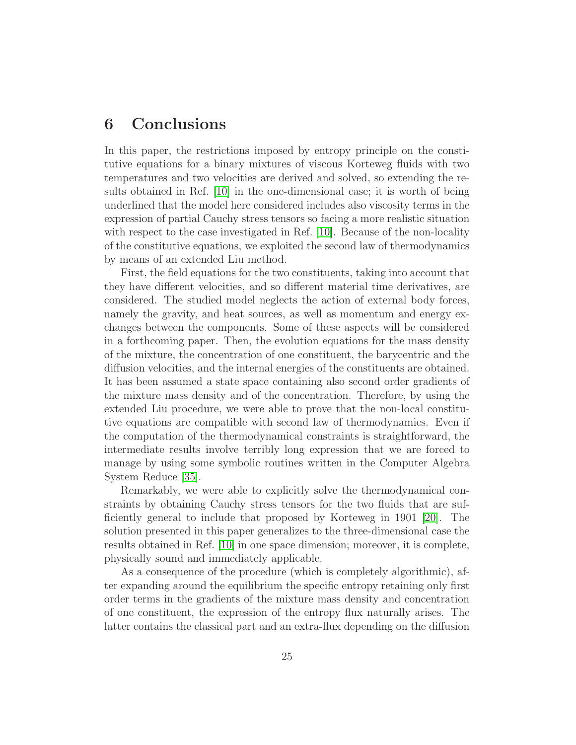# 6 Conclusions

In this paper, the restrictions imposed by entropy principle on the constitutive equations for a binary mixtures of viscous Korteweg fluids with two temperatures and two velocities are derived and solved, so extending the results obtained in Ref. [10] in the one-dimensional case; it is worth of being underlined that the model here considered includes also viscosity terms in the expression of partial Cauchy stress tensors so facing a more realistic situation with respect to the case investigated in Ref. [10]. Because of the non-locality of the constitutive equations, we exploited the second law of thermodynamics by means of an extended Liu method.

First, the field equations for the two constituents, taking into account that they have different velocities, and so different material time derivatives, are considered. The studied model neglects the action of external body forces, namely the gravity, and heat sources, as well as momentum and energy exchanges between the components. Some of these aspects will be considered in a forthcoming paper. Then, the evolution equations for the mass density of the mixture, the concentration of one constituent, the barycentric and the diffusion velocities, and the internal energies of the constituents are obtained. It has been assumed a state space containing also second order gradients of the mixture mass density and of the concentration. Therefore, by using the extended Liu procedure, we were able to prove that the non-local constitutive equations are compatible with second law of thermodynamics. Even if the computation of the thermodynamical constraints is straightforward, the intermediate results involve terribly long expression that we are forced to manage by using some symbolic routines written in the Computer Algebra System Reduce [35].

Remarkably, we were able to explicitly solve the thermodynamical constraints by obtaining Cauchy stress tensors for the two fluids that are sufficiently general to include that proposed by Korteweg in 1901 [20]. The solution presented in this paper generalizes to the three-dimensional case the results obtained in Ref. [10] in one space dimension; moreover, it is complete, physically sound and immediately applicable.

As a consequence of the procedure (which is completely algorithmic), after expanding around the equilibrium the specific entropy retaining only first order terms in the gradients of the mixture mass density and concentration of one constituent, the expression of the entropy flux naturally arises. The latter contains the classical part and an extra-flux depending on the diffusion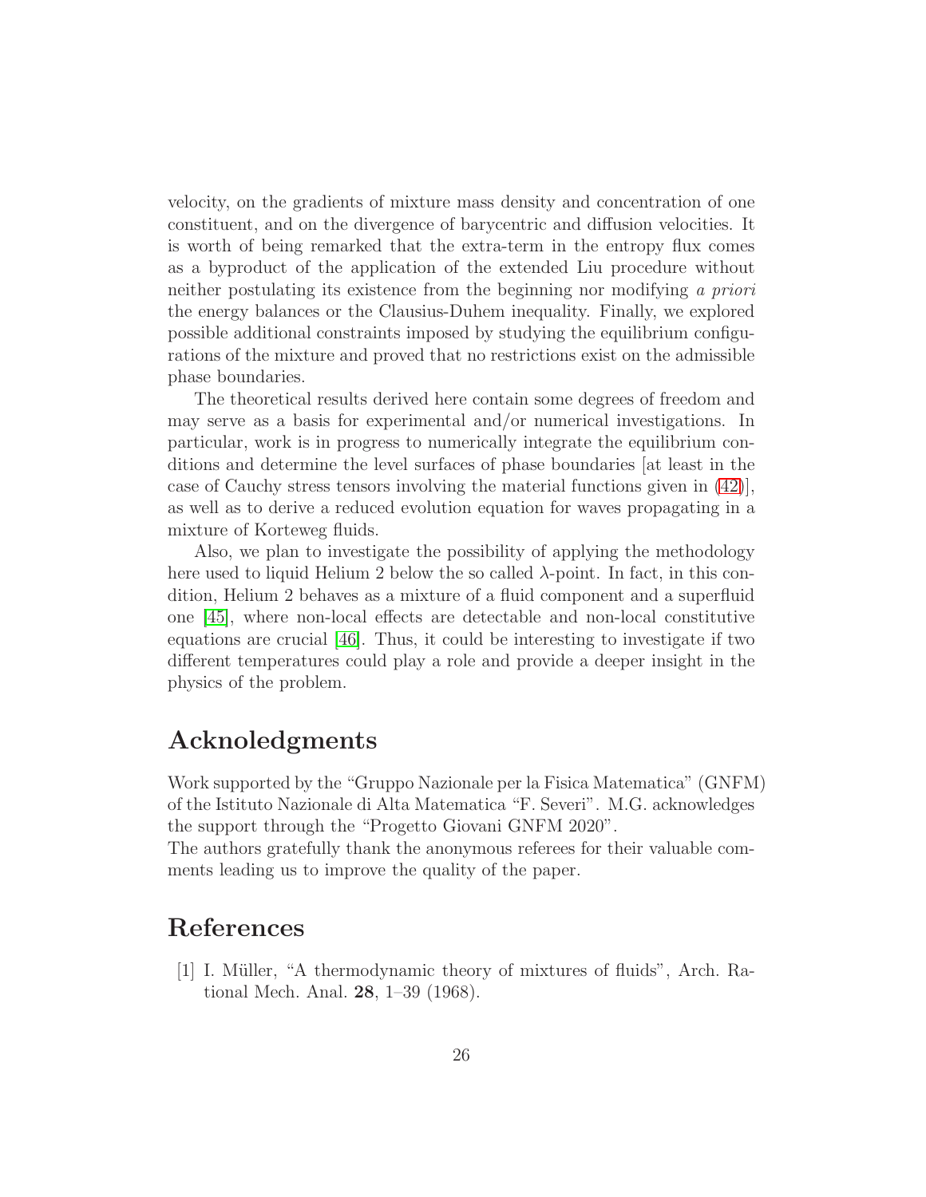velocity, on the gradients of mixture mass density and concentration of one constituent, and on the divergence of barycentric and diffusion velocities. It is worth of being remarked that the extra-term in the entropy flux comes as a byproduct of the application of the extended Liu procedure without neither postulating its existence from the beginning nor modifying *a priori* the energy balances or the Clausius-Duhem inequality. Finally, we explored possible additional constraints imposed by studying the equilibrium configurations of the mixture and proved that no restrictions exist on the admissible phase boundaries.

The theoretical results derived here contain some degrees of freedom and may serve as a basis for experimental and/or numerical investigations. In particular, work is in progress to numerically integrate the equilibrium conditions and determine the level surfaces of phase boundaries [at least in the case of Cauchy stress tensors involving the material functions given in (42)], as well as to derive a reduced evolution equation for waves propagating in a mixture of Korteweg fluids.

Also, we plan to investigate the possibility of applying the methodology here used to liquid Helium 2 below the so called $\lambda$-point. In fact, in this condition, Helium 2 behaves as a mixture of a fluid component and a superfluid one [45], where non-local effects are detectable and non-local constitutive equations are crucial [46]. Thus, it could be interesting to investigate if two different temperatures could play a role and provide a deeper insight in the physics of the problem.

## Acknoledgments

Work supported by the "Gruppo Nazionale per la Fisica Matematica" (GNFM) of the Istituto Nazionale di Alta Matematica "F. Severi". M.G. acknowledges the support through the "Progetto Giovani GNFM 2020".
The authors gratefully thank the anonymous referees for their valuable comments leading us to improve the quality of the paper.

## References

[1] I. Müller, "A thermodynamic theory of mixtures of fluids", Arch. Rational Mech. Anal. **28**, 1–39 (1968).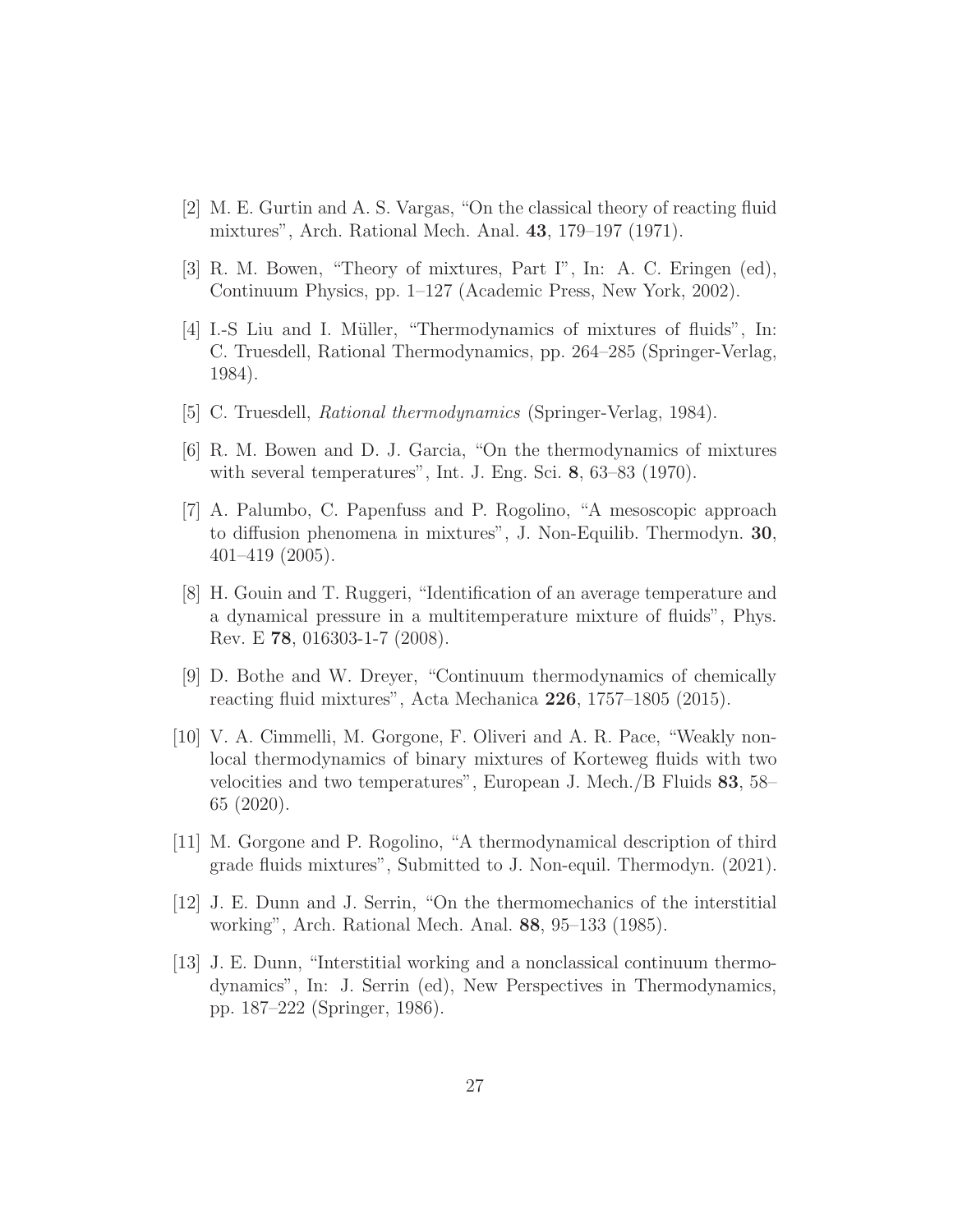[2] M. E. Gurtin and A. S. Vargas, "On the classical theory of reacting fluid mixtures", Arch. Rational Mech. Anal. **43**, 179–197 (1971).

[3] R. M. Bowen, "Theory of mixtures, Part I", In: A. C. Eringen (ed), Continuum Physics, pp. 1–127 (Academic Press, New York, 2002).

[4] I.-S Liu and I. Müller, "Thermodynamics of mixtures of fluids", In: C. Truesdell, Rational Thermodynamics, pp. 264–285 (Springer-Verlag, 1984).

[5] C. Truesdell, *Rational thermodynamics* (Springer-Verlag, 1984).

[6] R. M. Bowen and D. J. Garcia, "On the thermodynamics of mixtures with several temperatures", Int. J. Eng. Sci. **8**, 63–83 (1970).

[7] A. Palumbo, C. Papenfuss and P. Rogolino, "A mesoscopic approach to diffusion phenomena in mixtures", J. Non-Equilib. Thermodyn. **30**, 401–419 (2005).

[8] H. Gouin and T. Ruggeri, "Identification of an average temperature and a dynamical pressure in a multitemperature mixture of fluids", Phys. Rev. E **78**, 016303-1-7 (2008).

[9] D. Bothe and W. Dreyer, "Continuum thermodynamics of chemically reacting fluid mixtures", Acta Mechanica **226**, 1757–1805 (2015).

[10] V. A. Cimmelli, M. Gorgone, F. Oliveri and A. R. Pace, "Weakly nonlocal thermodynamics of binary mixtures of Korteweg fluids with two velocities and two temperatures", European J. Mech./B Fluids **83**, 58–65 (2020).

[11] M. Gorgone and P. Rogolino, "A thermodynamical description of third grade fluids mixtures", Submitted to J. Non-equil. Thermodyn. (2021).

[12] J. E. Dunn and J. Serrin, "On the thermomechanics of the interstitial working", Arch. Rational Mech. Anal. **88**, 95–133 (1985).

[13] J. E. Dunn, "Interstitial working and a nonclassical continuum thermodynamics", In: J. Serrin (ed), New Perspectives in Thermodynamics, pp. 187–222 (Springer, 1986).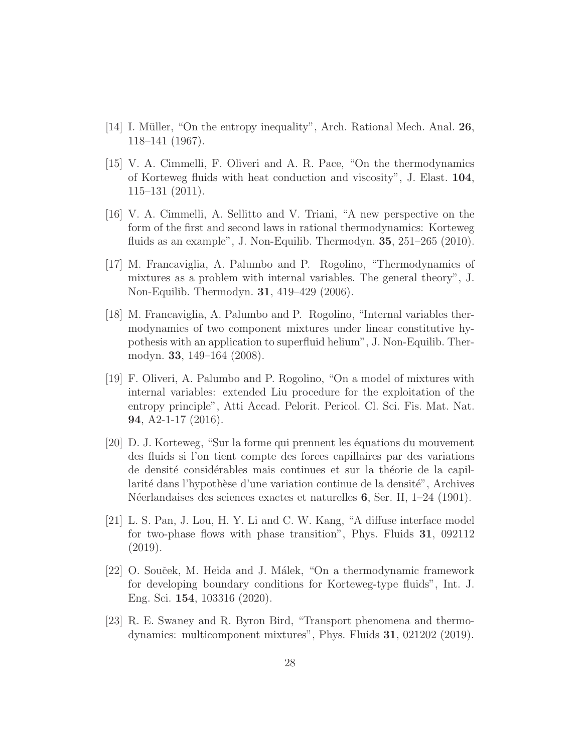[14] I. Müller, "On the entropy inequality", Arch. Rational Mech. Anal. **26**, 118–141 (1967).

[15] V. A. Cimmelli, F. Oliveri and A. R. Pace, "On the thermodynamics of Korteweg fluids with heat conduction and viscosity", J. Elast. **104**, 115–131 (2011).

[16] V. A. Cimmelli, A. Sellitto and V. Triani, "A new perspective on the form of the first and second laws in rational thermodynamics: Korteweg fluids as an example", J. Non-Equilib. Thermodyn. **35**, 251–265 (2010).

[17] M. Francaviglia, A. Palumbo and P. Rogolino, "Thermodynamics of mixtures as a problem with internal variables. The general theory", J. Non-Equilib. Thermodyn. **31**, 419–429 (2006).

[18] M. Francaviglia, A. Palumbo and P. Rogolino, "Internal variables thermodynamics of two component mixtures under linear constitutive hypothesis with an application to superfluid helium", J. Non-Equilib. Thermodyn. **33**, 149–164 (2008).

[19] F. Oliveri, A. Palumbo and P. Rogolino, "On a model of mixtures with internal variables: extended Liu procedure for the exploitation of the entropy principle", Atti Accad. Pelorit. Pericol. Cl. Sci. Fis. Mat. Nat. **94**, A2-1-17 (2016).

[20] D. J. Korteweg, "Sur la forme qui prennent les équations du mouvement des fluids si l'on tient compte des forces capillaires par des variations de densité considérables mais continues et sur la théorie de la capillarité dans l'hypothèse d'une variation continue de la densité", Archives Néerlandaises des sciences exactes et naturelles **6**, Ser. II, 1–24 (1901).

[21] L. S. Pan, J. Lou, H. Y. Li and C. W. Kang, "A diffuse interface model for two-phase flows with phase transition", Phys. Fluids **31**, 092112 (2019).

[22] O. Souček, M. Heida and J. Málek, "On a thermodynamic framework for developing boundary conditions for Korteweg-type fluids", Int. J. Eng. Sci. **154**, 103316 (2020).

[23] R. E. Swaney and R. Byron Bird, "Transport phenomena and thermodynamics: multicomponent mixtures", Phys. Fluids **31**, 021202 (2019).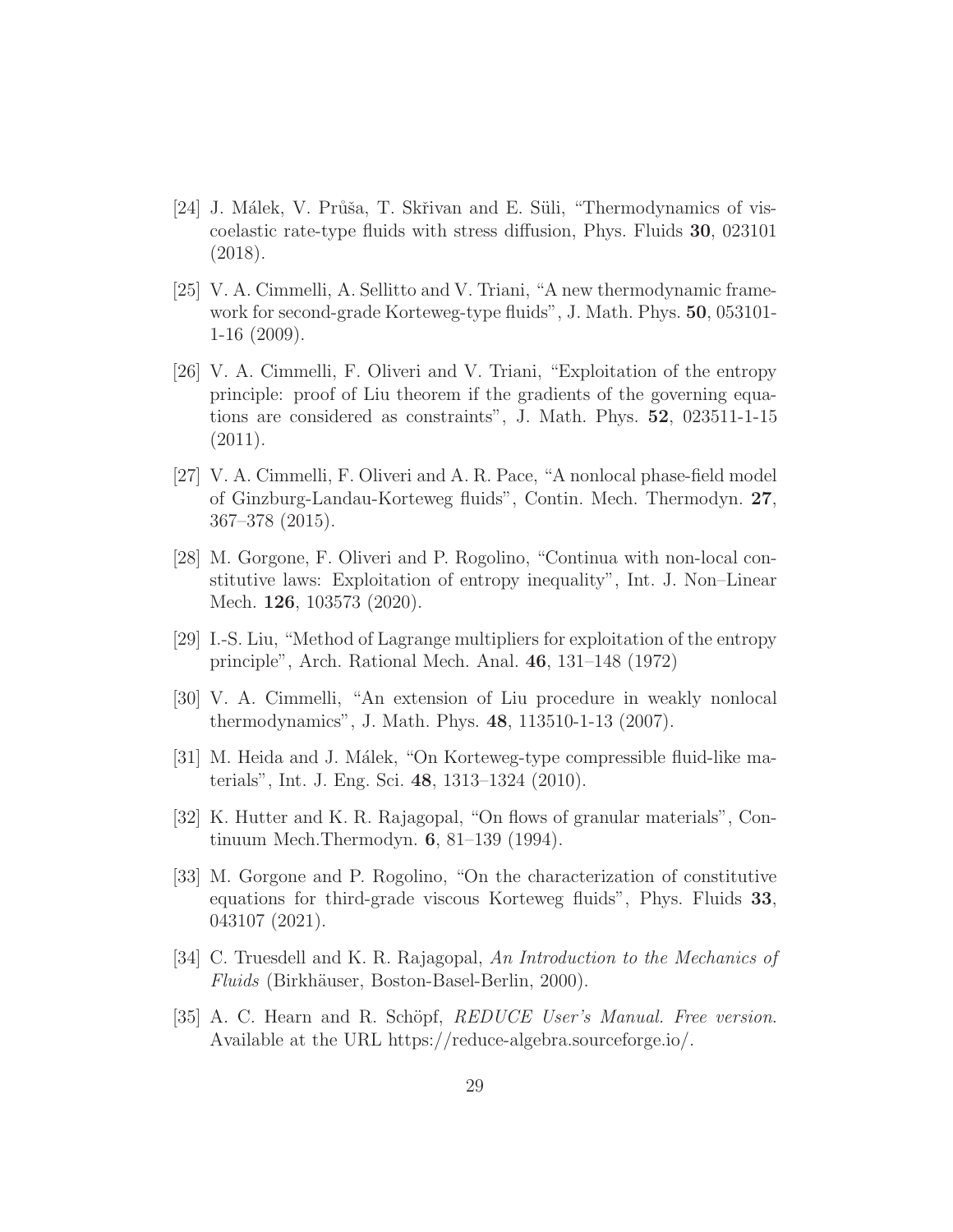[24] J. Málek, V. Průša, T. Skřivan and E. Süli, "Thermodynamics of viscoelastic rate-type fluids with stress diffusion, Phys. Fluids **30**, 023101 (2018).

[25] V. A. Cimmelli, A. Sellitto and V. Triani, "A new thermodynamic framework for second-grade Korteweg-type fluids", J. Math. Phys. **50**, 053101-1-16 (2009).

[26] V. A. Cimmelli, F. Oliveri and V. Triani, "Exploitation of the entropy principle: proof of Liu theorem if the gradients of the governing equations are considered as constraints", J. Math. Phys. **52**, 023511-1-15 (2011).

[27] V. A. Cimmelli, F. Oliveri and A. R. Pace, "A nonlocal phase-field model of Ginzburg-Landau-Korteweg fluids", Contin. Mech. Thermodyn. **27**, 367–378 (2015).

[28] M. Gorgone, F. Oliveri and P. Rogolino, "Continua with non-local constitutive laws: Exploitation of entropy inequality", Int. J. Non–Linear Mech. **126**, 103573 (2020).

[29] I.-S. Liu, "Method of Lagrange multipliers for exploitation of the entropy principle", Arch. Rational Mech. Anal. **46**, 131–148 (1972)

[30] V. A. Cimmelli, "An extension of Liu procedure in weakly nonlocal thermodynamics", J. Math. Phys. **48**, 113510-1-13 (2007).

[31] M. Heida and J. Málek, "On Korteweg-type compressible fluid-like materials", Int. J. Eng. Sci. **48**, 1313–1324 (2010).

[32] K. Hutter and K. R. Rajagopal, "On flows of granular materials", Continuum Mech.Thermodyn. **6**, 81–139 (1994).

[33] M. Gorgone and P. Rogolino, "On the characterization of constitutive equations for third-grade viscous Korteweg fluids", Phys. Fluids **33**, 043107 (2021).

[34] C. Truesdell and K. R. Rajagopal, *An Introduction to the Mechanics of Fluids* (Birkhäuser, Boston-Basel-Berlin, 2000).

[35] A. C. Hearn and R. Schöpf, *REDUCE User's Manual. Free version*. Available at the URL https://reduce-algebra.sourceforge.io/.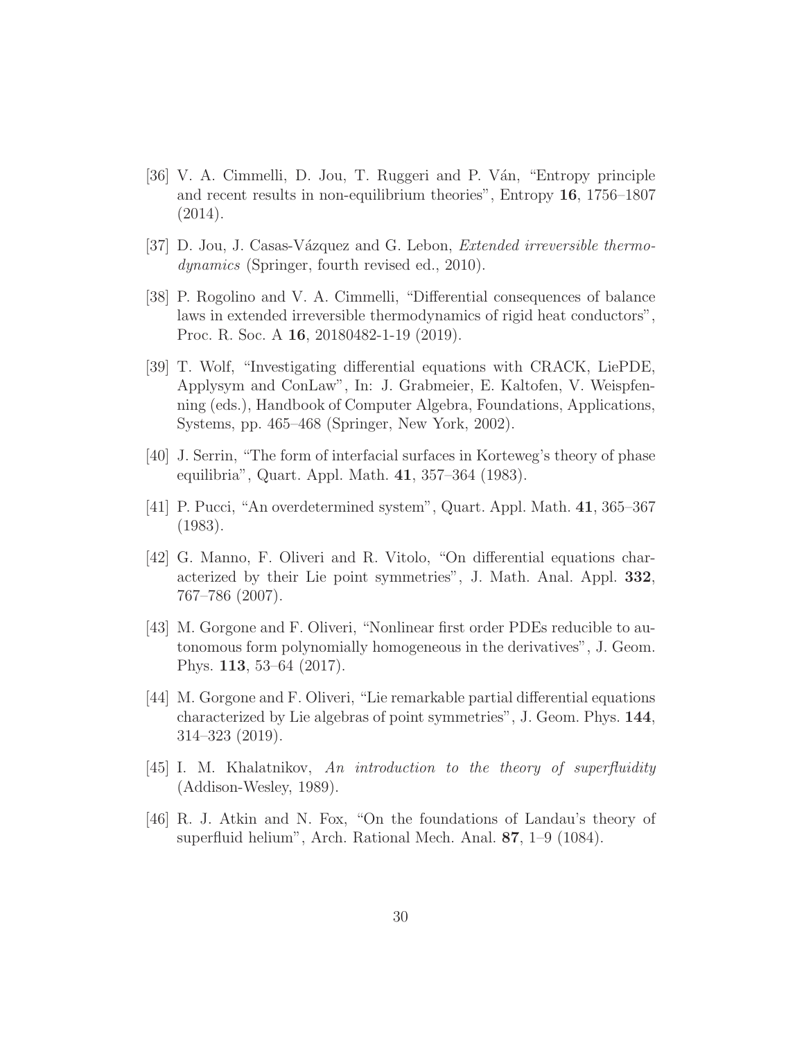[36] V. A. Cimmelli, D. Jou, T. Ruggeri and P. Ván, "Entropy principle and recent results in non-equilibrium theories", Entropy **16**, 1756–1807 (2014).

[37] D. Jou, J. Casas-Vázquez and G. Lebon, *Extended irreversible thermodynamics* (Springer, fourth revised ed., 2010).

[38] P. Rogolino and V. A. Cimmelli, "Differential consequences of balance laws in extended irreversible thermodynamics of rigid heat conductors", Proc. R. Soc. A **16**, 20180482-1-19 (2019).

[39] T. Wolf, "Investigating differential equations with CRACK, LiePDE, Applysym and ConLaw", In: J. Grabmeier, E. Kaltofen, V. Weispfenning (eds.), Handbook of Computer Algebra, Foundations, Applications, Systems, pp. 465–468 (Springer, New York, 2002).

[40] J. Serrin, "The form of interfacial surfaces in Korteweg's theory of phase equilibria", Quart. Appl. Math. **41**, 357–364 (1983).

[41] P. Pucci, "An overdetermined system", Quart. Appl. Math. **41**, 365–367 (1983).

[42] G. Manno, F. Oliveri and R. Vitolo, "On differential equations characterized by their Lie point symmetries", J. Math. Anal. Appl. **332**, 767–786 (2007).

[43] M. Gorgone and F. Oliveri, "Nonlinear first order PDEs reducible to autonomous form polynomially homogeneous in the derivatives", J. Geom. Phys. **113**, 53–64 (2017).

[44] M. Gorgone and F. Oliveri, "Lie remarkable partial differential equations characterized by Lie algebras of point symmetries", J. Geom. Phys. **144**, 314–323 (2019).

[45] I. M. Khalatnikov, *An introduction to the theory of superfluidity* (Addison-Wesley, 1989).

[46] R. J. Atkin and N. Fox, "On the foundations of Landau's theory of superfluid helium", Arch. Rational Mech. Anal. **87**, 1–9 (1084).